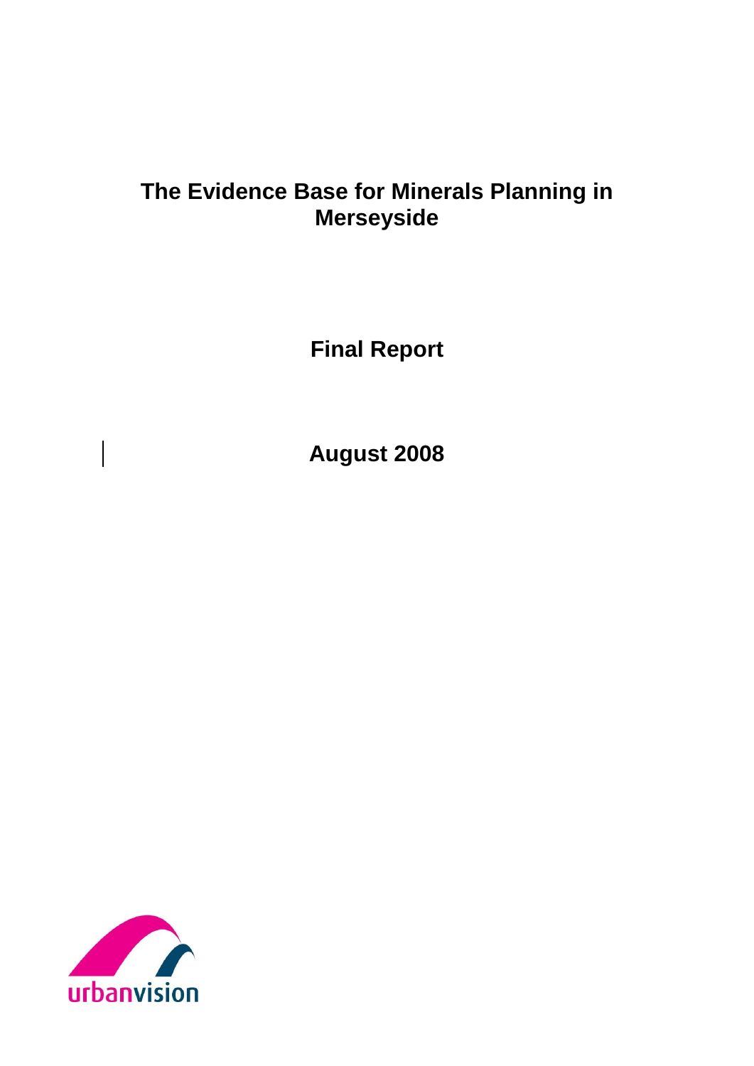# The Evidence Base for Minerals Planning in Merseyside

**Final Report**

**August 2008**

urbanvision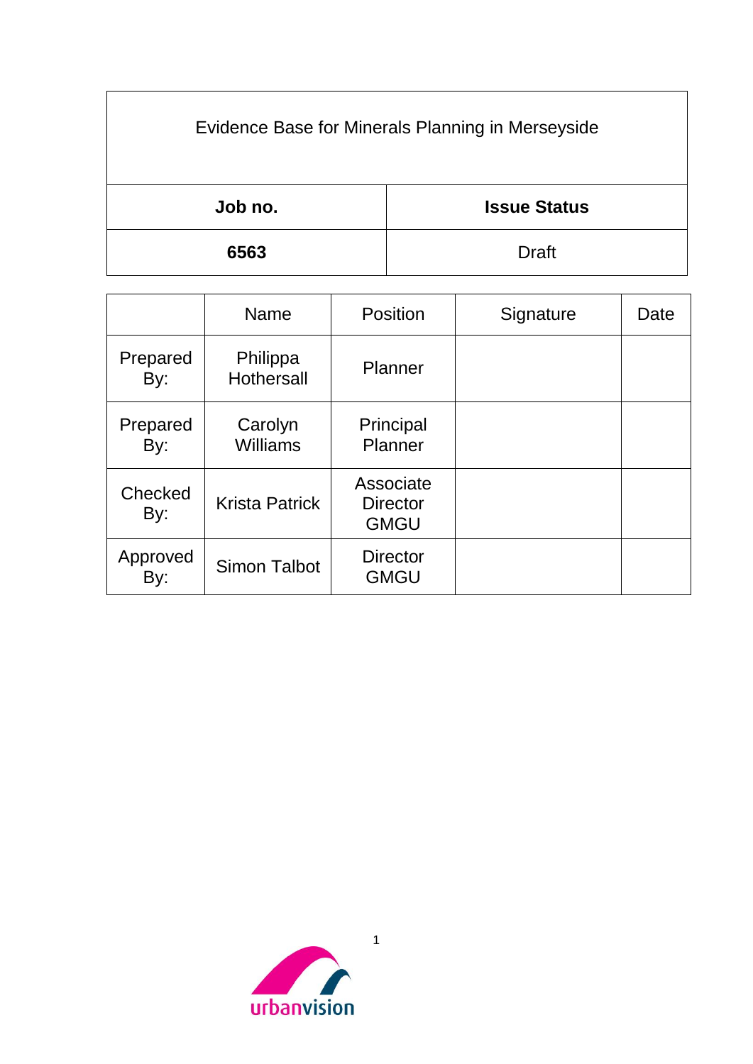| Evidence Base for Minerals Planning in Merseyside | |
|---|---|
| **Job no.** | **Issue Status** |
| **6563** | Draft |

| | Name | Position | Signature | Date |
|---|---|---|---|---|
| Prepared By: | Philippa Hothersall | Planner | | |
| Prepared By: | Carolyn Williams | Principal Planner | | |
| Checked By: | Krista Patrick | Associate Director GMGU | | |
| Approved By: | Simon Talbot | Director GMGU | | |

urbanvision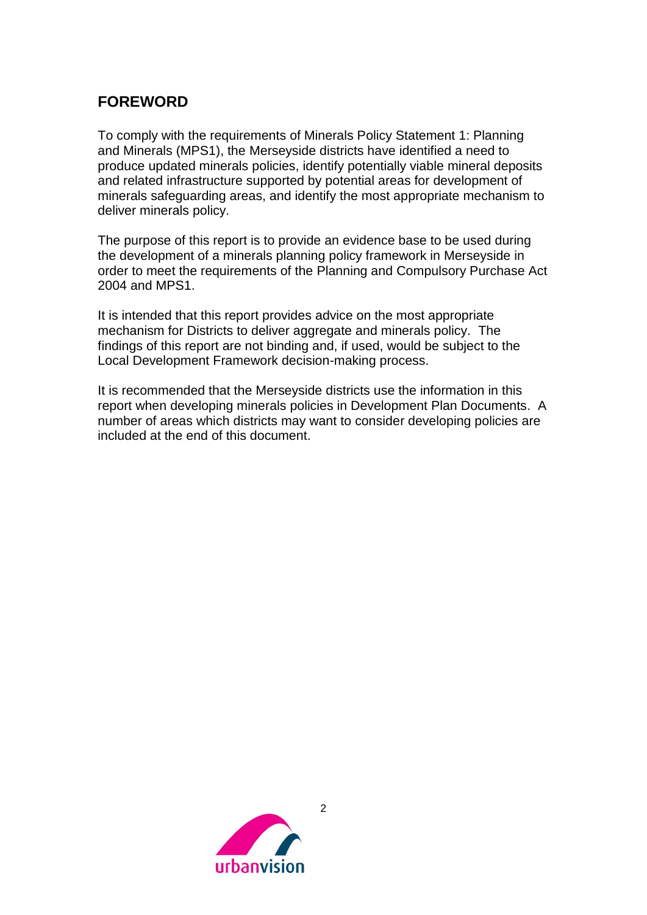## FOREWORD

To comply with the requirements of Minerals Policy Statement 1: Planning and Minerals (MPS1), the Merseyside districts have identified a need to produce updated minerals policies, identify potentially viable mineral deposits and related infrastructure supported by potential areas for development of minerals safeguarding areas, and identify the most appropriate mechanism to deliver minerals policy.

The purpose of this report is to provide an evidence base to be used during the development of a minerals planning policy framework in Merseyside in order to meet the requirements of the Planning and Compulsory Purchase Act 2004 and MPS1.

It is intended that this report provides advice on the most appropriate mechanism for Districts to deliver aggregate and minerals policy. The findings of this report are not binding and, if used, would be subject to the Local Development Framework decision-making process.

It is recommended that the Merseyside districts use the information in this report when developing minerals policies in Development Plan Documents. A number of areas which districts may want to consider developing policies are included at the end of this document.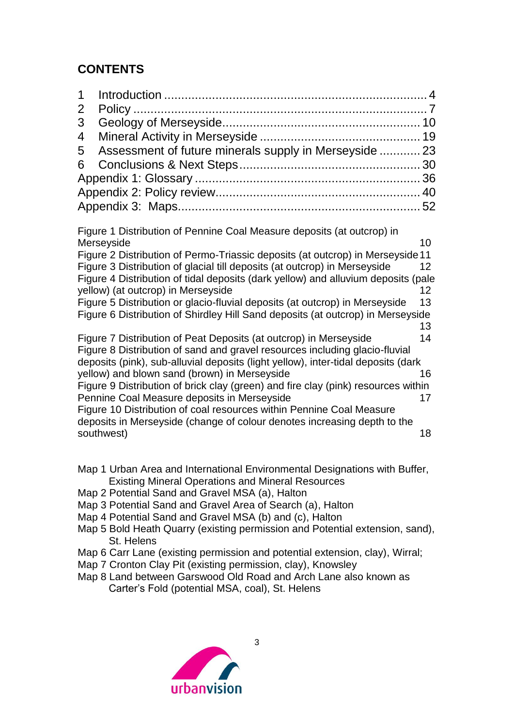## CONTENTS

1 Introduction ..... 4
2 Policy ..... 7
3 Geology of Merseyside ..... 10
4 Mineral Activity in Merseyside ..... 19
5 Assessment of future minerals supply in Merseyside ..... 23
6 Conclusions & Next Steps ..... 30
Appendix 1: Glossary ..... 36
Appendix 2: Policy review ..... 40
Appendix 3: Maps ..... 52

Figure 1 Distribution of Pennine Coal Measure deposits (at outcrop) in Merseyside 10
Figure 2 Distribution of Permo-Triassic deposits (at outcrop) in Merseyside 11
Figure 3 Distribution of glacial till deposits (at outcrop) in Merseyside 12
Figure 4 Distribution of tidal deposits (dark yellow) and alluvium deposits (pale yellow) (at outcrop) in Merseyside 12
Figure 5 Distribution or glacio-fluvial deposits (at outcrop) in Merseyside 13
Figure 6 Distribution of Shirdley Hill Sand deposits (at outcrop) in Merseyside 13
Figure 7 Distribution of Peat Deposits (at outcrop) in Merseyside 14
Figure 8 Distribution of sand and gravel resources including glacio-fluvial deposits (pink), sub-alluvial deposits (light yellow), inter-tidal deposits (dark yellow) and blown sand (brown) in Merseyside 16
Figure 9 Distribution of brick clay (green) and fire clay (pink) resources within Pennine Coal Measure deposits in Merseyside 17
Figure 10 Distribution of coal resources within Pennine Coal Measure deposits in Merseyside (change of colour denotes increasing depth to the southwest) 18

Map 1 Urban Area and International Environmental Designations with Buffer, Existing Mineral Operations and Mineral Resources
Map 2 Potential Sand and Gravel MSA (a), Halton
Map 3 Potential Sand and Gravel Area of Search (a), Halton
Map 4 Potential Sand and Gravel MSA (b) and (c), Halton
Map 5 Bold Heath Quarry (existing permission and Potential extension, sand), St. Helens
Map 6 Carr Lane (existing permission and potential extension, clay), Wirral;
Map 7 Cronton Clay Pit (existing permission, clay), Knowsley
Map 8 Land between Garswood Old Road and Arch Lane also known as Carter's Fold (potential MSA, coal), St. Helens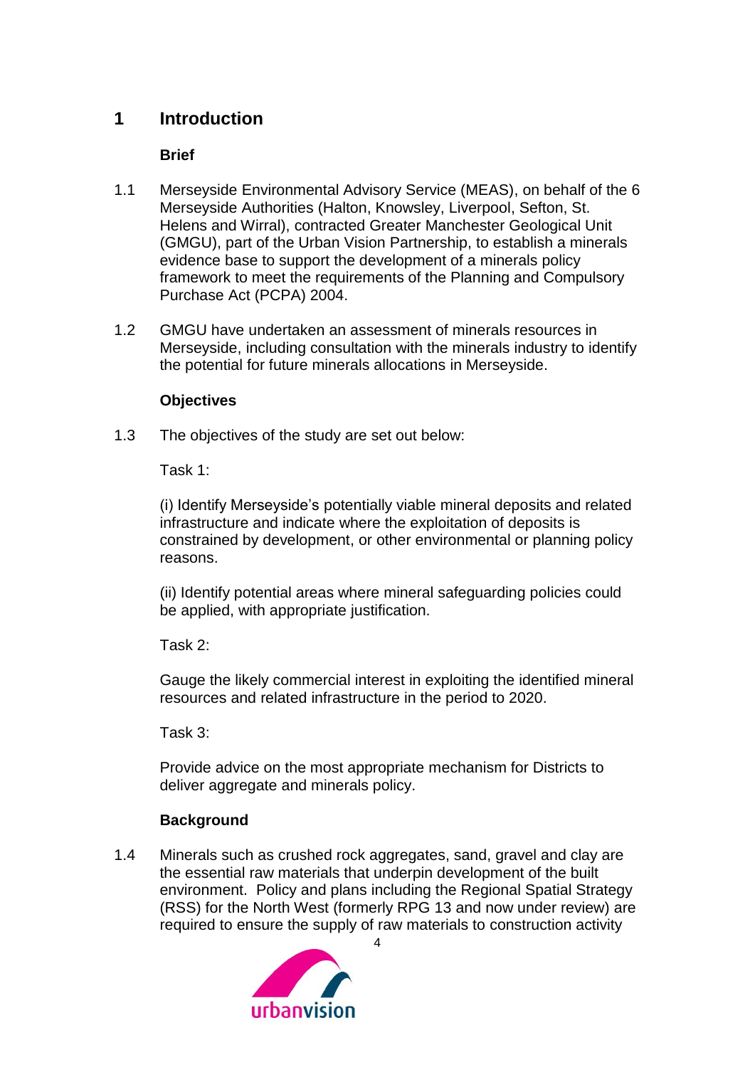# 1 Introduction

### Brief

1.1 Merseyside Environmental Advisory Service (MEAS), on behalf of the 6 Merseyside Authorities (Halton, Knowsley, Liverpool, Sefton, St. Helens and Wirral), contracted Greater Manchester Geological Unit (GMGU), part of the Urban Vision Partnership, to establish a minerals evidence base to support the development of a minerals policy framework to meet the requirements of the Planning and Compulsory Purchase Act (PCPA) 2004.

1.2 GMGU have undertaken an assessment of minerals resources in Merseyside, including consultation with the minerals industry to identify the potential for future minerals allocations in Merseyside.

### Objectives

1.3 The objectives of the study are set out below:

Task 1:

(i) Identify Merseyside's potentially viable mineral deposits and related infrastructure and indicate where the exploitation of deposits is constrained by development, or other environmental or planning policy reasons.

(ii) Identify potential areas where mineral safeguarding policies could be applied, with appropriate justification.

Task 2:

Gauge the likely commercial interest in exploiting the identified mineral resources and related infrastructure in the period to 2020.

Task 3:

Provide advice on the most appropriate mechanism for Districts to deliver aggregate and minerals policy.

### Background

1.4 Minerals such as crushed rock aggregates, sand, gravel and clay are the essential raw materials that underpin development of the built environment. Policy and plans including the Regional Spatial Strategy (RSS) for the North West (formerly RPG 13 and now under review) are required to ensure the supply of raw materials to construction activity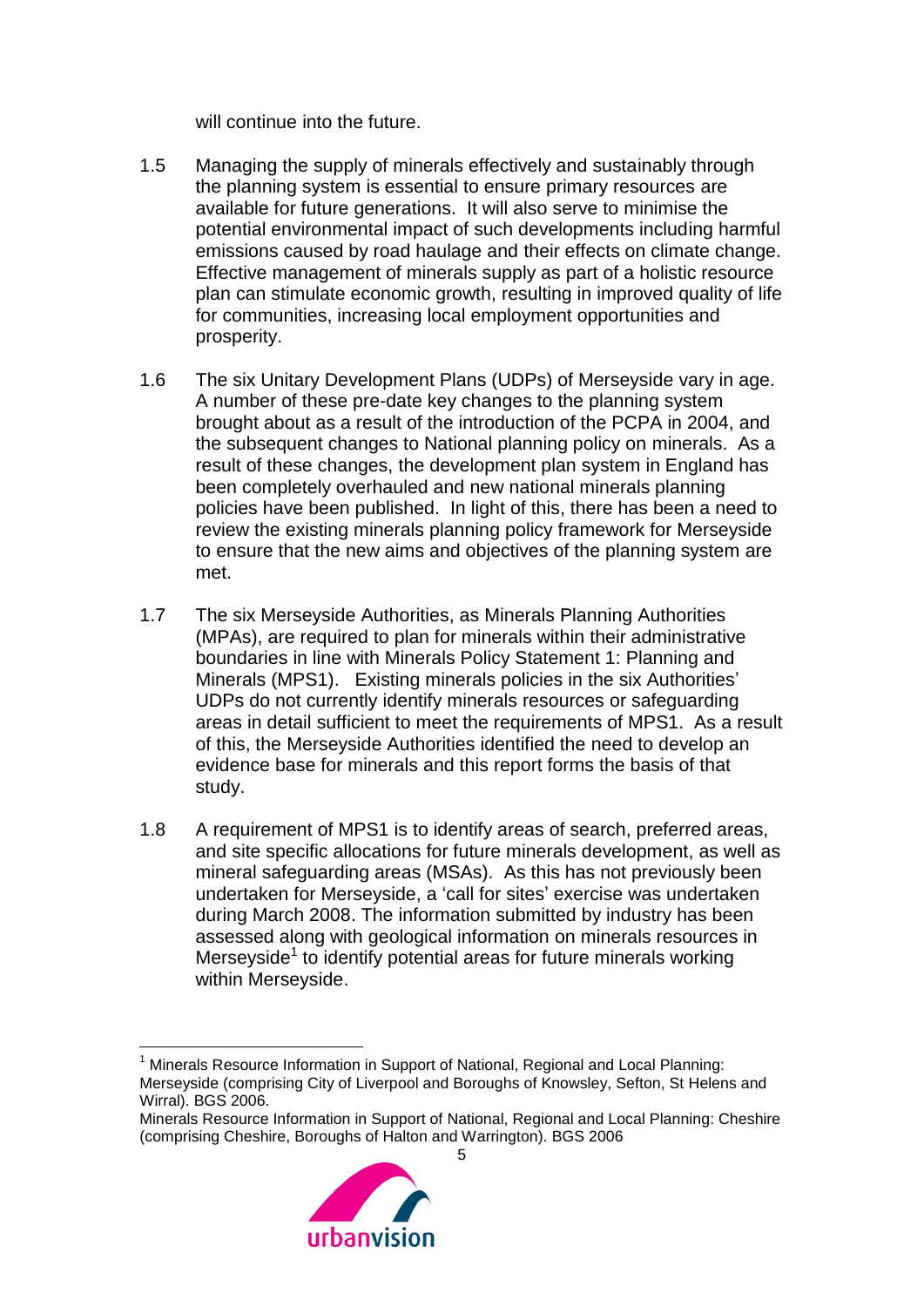will continue into the future.

1.5 Managing the supply of minerals effectively and sustainably through the planning system is essential to ensure primary resources are available for future generations. It will also serve to minimise the potential environmental impact of such developments including harmful emissions caused by road haulage and their effects on climate change. Effective management of minerals supply as part of a holistic resource plan can stimulate economic growth, resulting in improved quality of life for communities, increasing local employment opportunities and prosperity.

1.6 The six Unitary Development Plans (UDPs) of Merseyside vary in age. A number of these pre-date key changes to the planning system brought about as a result of the introduction of the PCPA in 2004, and the subsequent changes to National planning policy on minerals. As a result of these changes, the development plan system in England has been completely overhauled and new national minerals planning policies have been published. In light of this, there has been a need to review the existing minerals planning policy framework for Merseyside to ensure that the new aims and objectives of the planning system are met.

1.7 The six Merseyside Authorities, as Minerals Planning Authorities (MPAs), are required to plan for minerals within their administrative boundaries in line with Minerals Policy Statement 1: Planning and Minerals (MPS1). Existing minerals policies in the six Authorities' UDPs do not currently identify minerals resources or safeguarding areas in detail sufficient to meet the requirements of MPS1. As a result of this, the Merseyside Authorities identified the need to develop an evidence base for minerals and this report forms the basis of that study.

1.8 A requirement of MPS1 is to identify areas of search, preferred areas, and site specific allocations for future minerals development, as well as mineral safeguarding areas (MSAs). As this has not previously been undertaken for Merseyside, a 'call for sites' exercise was undertaken during March 2008. The information submitted by industry has been assessed along with geological information on minerals resources in Merseyside[1] to identify potential areas for future minerals working within Merseyside.

---

[1] Minerals Resource Information in Support of National, Regional and Local Planning: Merseyside (comprising City of Liverpool and Boroughs of Knowsley, Sefton, St Helens and Wirral). BGS 2006.
Minerals Resource Information in Support of National, Regional and Local Planning: Cheshire (comprising Cheshire, Boroughs of Halton and Warrington). BGS 2006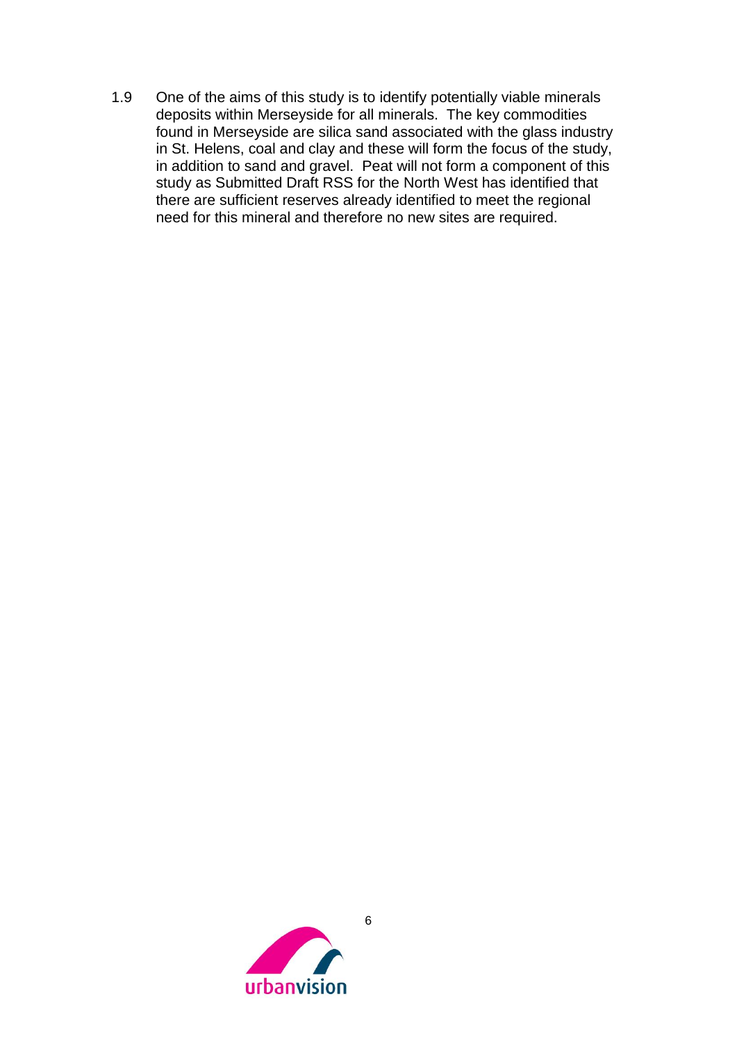1.9 One of the aims of this study is to identify potentially viable minerals deposits within Merseyside for all minerals. The key commodities found in Merseyside are silica sand associated with the glass industry in St. Helens, coal and clay and these will form the focus of the study, in addition to sand and gravel. Peat will not form a component of this study as Submitted Draft RSS for the North West has identified that there are sufficient reserves already identified to meet the regional need for this mineral and therefore no new sites are required.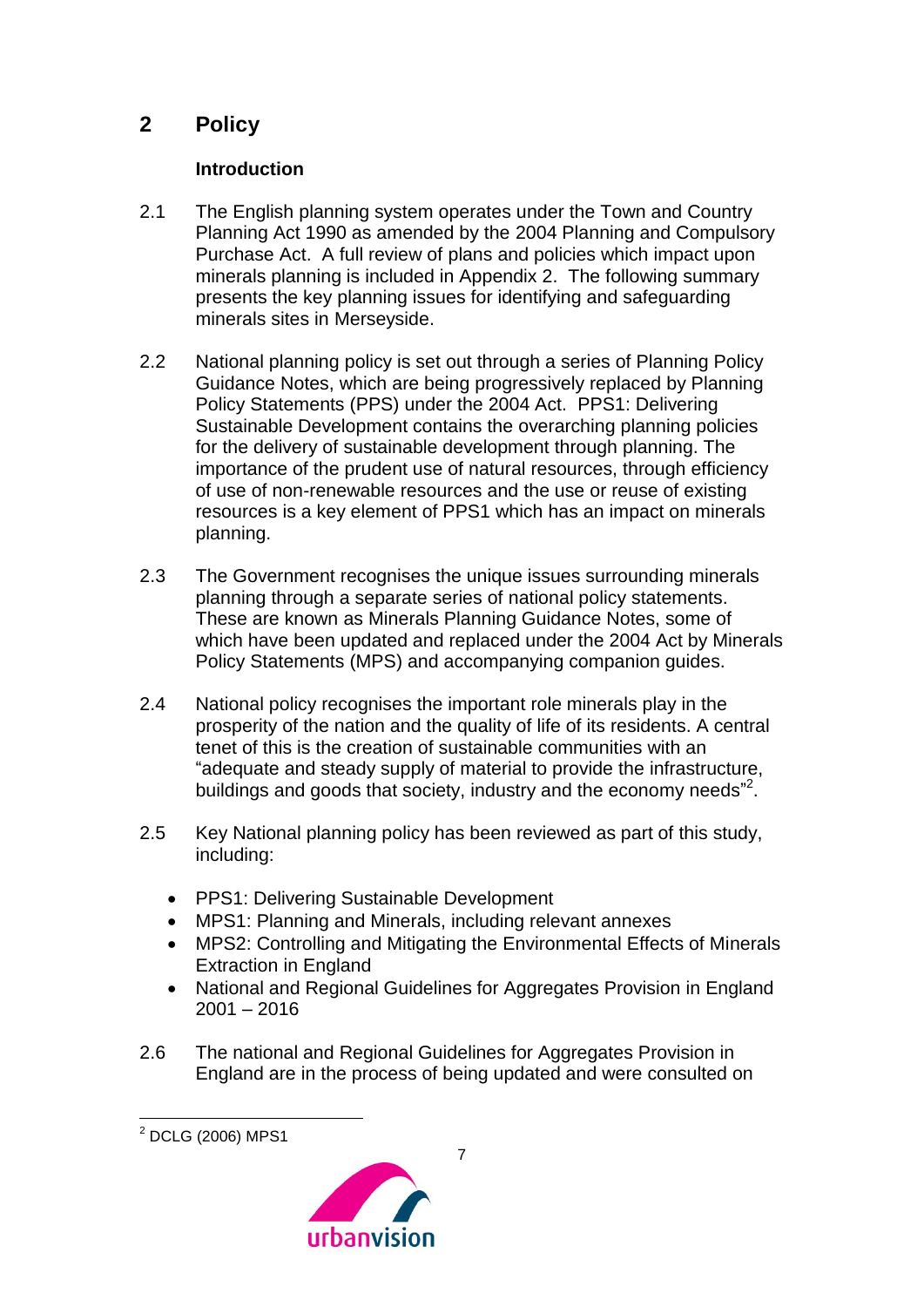## 2 Policy

### Introduction

2.1 The English planning system operates under the Town and Country Planning Act 1990 as amended by the 2004 Planning and Compulsory Purchase Act. A full review of plans and policies which impact upon minerals planning is included in Appendix 2. The following summary presents the key planning issues for identifying and safeguarding minerals sites in Merseyside.

2.2 National planning policy is set out through a series of Planning Policy Guidance Notes, which are being progressively replaced by Planning Policy Statements (PPS) under the 2004 Act. PPS1: Delivering Sustainable Development contains the overarching planning policies for the delivery of sustainable development through planning. The importance of the prudent use of natural resources, through efficiency of use of non-renewable resources and the use or reuse of existing resources is a key element of PPS1 which has an impact on minerals planning.

2.3 The Government recognises the unique issues surrounding minerals planning through a separate series of national policy statements. These are known as Minerals Planning Guidance Notes, some of which have been updated and replaced under the 2004 Act by Minerals Policy Statements (MPS) and accompanying companion guides.

2.4 National policy recognises the important role minerals play in the prosperity of the nation and the quality of life of its residents. A central tenet of this is the creation of sustainable communities with an "adequate and steady supply of material to provide the infrastructure, buildings and goods that society, industry and the economy needs"[2].

2.5 Key National planning policy has been reviewed as part of this study, including:

- PPS1: Delivering Sustainable Development
- MPS1: Planning and Minerals, including relevant annexes
- MPS2: Controlling and Mitigating the Environmental Effects of Minerals Extraction in England
- National and Regional Guidelines for Aggregates Provision in England 2001 – 2016

2.6 The national and Regional Guidelines for Aggregates Provision in England are in the process of being updated and were consulted on

[2] DCLG (2006) MPS1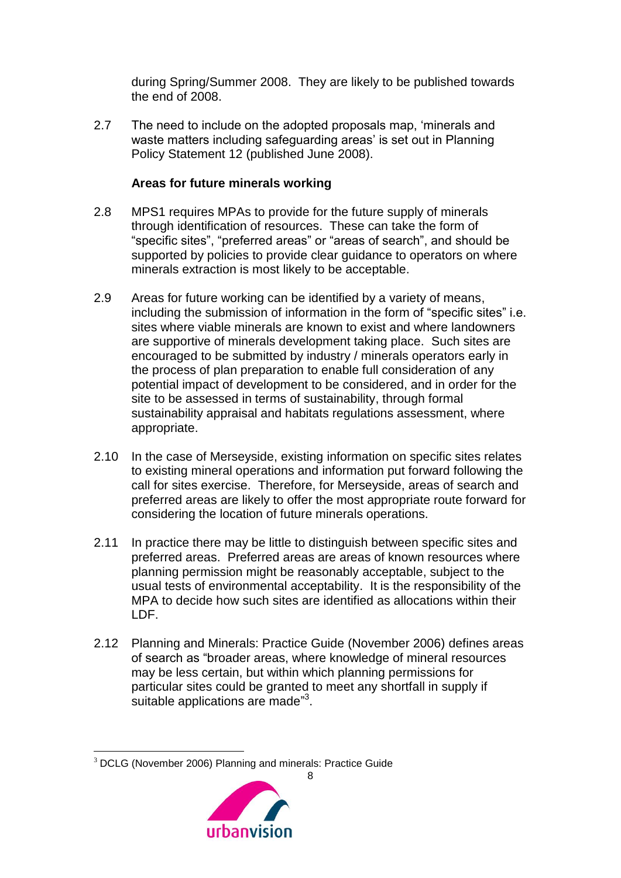during Spring/Summer 2008. They are likely to be published towards the end of 2008.

2.7 The need to include on the adopted proposals map, 'minerals and waste matters including safeguarding areas' is set out in Planning Policy Statement 12 (published June 2008).

**Areas for future minerals working**

2.8 MPS1 requires MPAs to provide for the future supply of minerals through identification of resources. These can take the form of "specific sites", "preferred areas" or "areas of search", and should be supported by policies to provide clear guidance to operators on where minerals extraction is most likely to be acceptable.

2.9 Areas for future working can be identified by a variety of means, including the submission of information in the form of "specific sites" i.e. sites where viable minerals are known to exist and where landowners are supportive of minerals development taking place. Such sites are encouraged to be submitted by industry / minerals operators early in the process of plan preparation to enable full consideration of any potential impact of development to be considered, and in order for the site to be assessed in terms of sustainability, through formal sustainability appraisal and habitats regulations assessment, where appropriate.

2.10 In the case of Merseyside, existing information on specific sites relates to existing mineral operations and information put forward following the call for sites exercise. Therefore, for Merseyside, areas of search and preferred areas are likely to offer the most appropriate route forward for considering the location of future minerals operations.

2.11 In practice there may be little to distinguish between specific sites and preferred areas. Preferred areas are areas of known resources where planning permission might be reasonably acceptable, subject to the usual tests of environmental acceptability. It is the responsibility of the MPA to decide how such sites are identified as allocations within their LDF.

2.12 Planning and Minerals: Practice Guide (November 2006) defines areas of search as "broader areas, where knowledge of mineral resources may be less certain, but within which planning permissions for particular sites could be granted to meet any shortfall in supply if suitable applications are made"[3].

[3] DCLG (November 2006) Planning and minerals: Practice Guide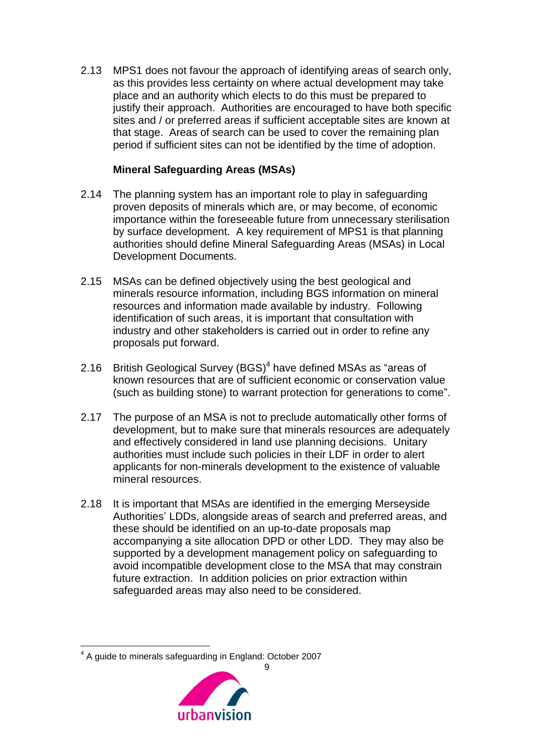2.13 MPS1 does not favour the approach of identifying areas of search only, as this provides less certainty on where actual development may take place and an authority which elects to do this must be prepared to justify their approach. Authorities are encouraged to have both specific sites and / or preferred areas if sufficient acceptable sites are known at that stage. Areas of search can be used to cover the remaining plan period if sufficient sites can not be identified by the time of adoption.

**Mineral Safeguarding Areas (MSAs)**

2.14 The planning system has an important role to play in safeguarding proven deposits of minerals which are, or may become, of economic importance within the foreseeable future from unnecessary sterilisation by surface development. A key requirement of MPS1 is that planning authorities should define Mineral Safeguarding Areas (MSAs) in Local Development Documents.

2.15 MSAs can be defined objectively using the best geological and minerals resource information, including BGS information on mineral resources and information made available by industry. Following identification of such areas, it is important that consultation with industry and other stakeholders is carried out in order to refine any proposals put forward.

2.16 British Geological Survey (BGS)[4] have defined MSAs as "areas of known resources that are of sufficient economic or conservation value (such as building stone) to warrant protection for generations to come".

2.17 The purpose of an MSA is not to preclude automatically other forms of development, but to make sure that minerals resources are adequately and effectively considered in land use planning decisions. Unitary authorities must include such policies in their LDF in order to alert applicants for non-minerals development to the existence of valuable mineral resources.

2.18 It is important that MSAs are identified in the emerging Merseyside Authorities' LDDs, alongside areas of search and preferred areas, and these should be identified on an up-to-date proposals map accompanying a site allocation DPD or other LDD. They may also be supported by a development management policy on safeguarding to avoid incompatible development close to the MSA that may constrain future extraction. In addition policies on prior extraction within safeguarded areas may also need to be considered.

[4] A guide to minerals safeguarding in England: October 2007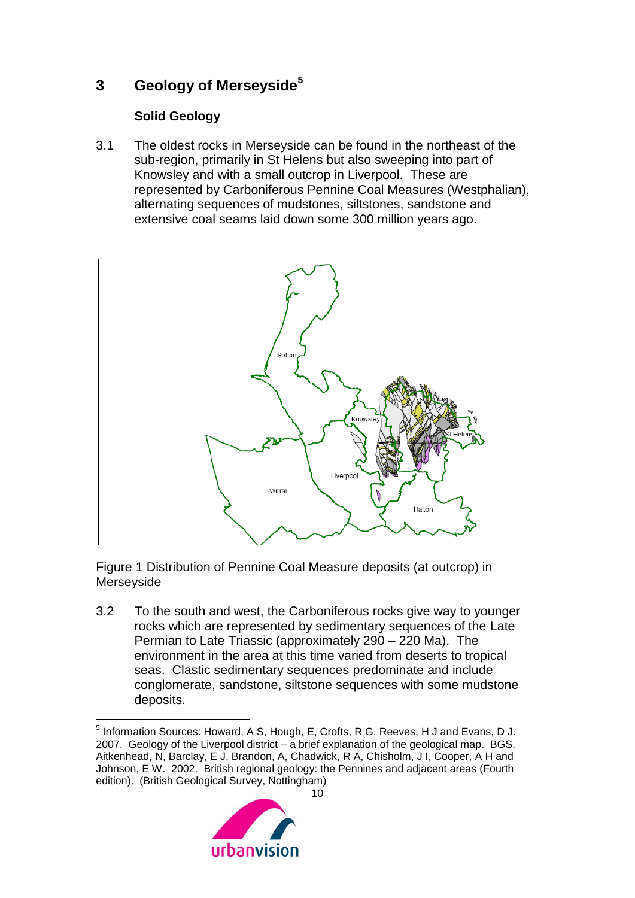## 3 Geology of Merseyside[5]

### Solid Geology

3.1 The oldest rocks in Merseyside can be found in the northeast of the sub-region, primarily in St Helens but also sweeping into part of Knowsley and with a small outcrop in Liverpool. These are represented by Carboniferous Pennine Coal Measures (Westphalian), alternating sequences of mudstones, siltstones, sandstone and extensive coal seams laid down some 300 million years ago.

Figure 1 Distribution of Pennine Coal Measure deposits (at outcrop) in Merseyside

3.2 To the south and west, the Carboniferous rocks give way to younger rocks which are represented by sedimentary sequences of the Late Permian to Late Triassic (approximately 290 – 220 Ma). The environment in the area at this time varied from deserts to tropical seas. Clastic sedimentary sequences predominate and include conglomerate, sandstone, siltstone sequences with some mudstone deposits.

[5] Information Sources: Howard, A S, Hough, E, Crofts, R G, Reeves, H J and Evans, D J. 2007. Geology of the Liverpool district – a brief explanation of the geological map. BGS. Aitkenhead, N, Barclay, E J, Brandon, A, Chadwick, R A, Chisholm, J I, Cooper, A H and Johnson, E W. 2002. British regional geology: the Pennines and adjacent areas (Fourth edition). (British Geological Survey, Nottingham)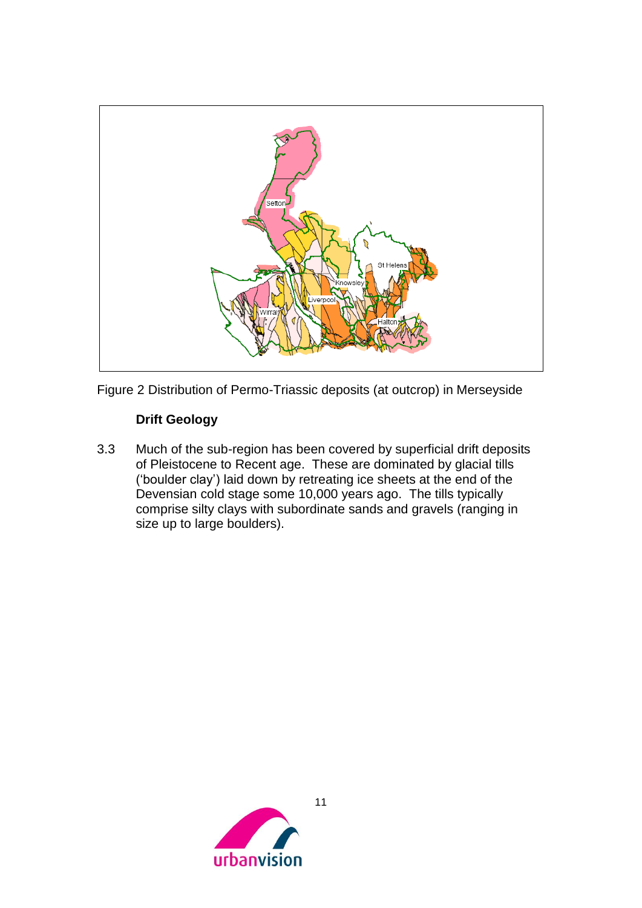Figure 2 Distribution of Permo-Triassic deposits (at outcrop) in Merseyside

### Drift Geology

3.3 Much of the sub-region has been covered by superficial drift deposits of Pleistocene to Recent age. These are dominated by glacial tills ('boulder clay') laid down by retreating ice sheets at the end of the Devensian cold stage some 10,000 years ago. The tills typically comprise silty clays with subordinate sands and gravels (ranging in size up to large boulders).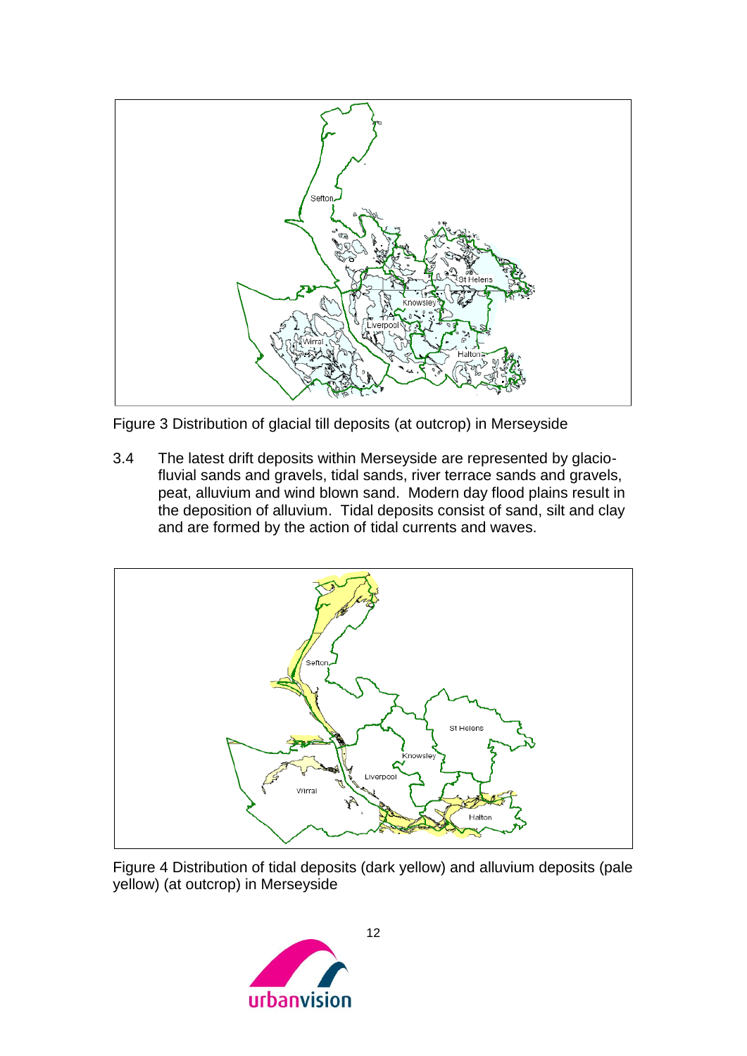Figure 3 Distribution of glacial till deposits (at outcrop) in Merseyside

3.4 The latest drift deposits within Merseyside are represented by glacio-fluvial sands and gravels, tidal sands, river terrace sands and gravels, peat, alluvium and wind blown sand. Modern day flood plains result in the deposition of alluvium. Tidal deposits consist of sand, silt and clay and are formed by the action of tidal currents and waves.

Figure 4 Distribution of tidal deposits (dark yellow) and alluvium deposits (pale yellow) (at outcrop) in Merseyside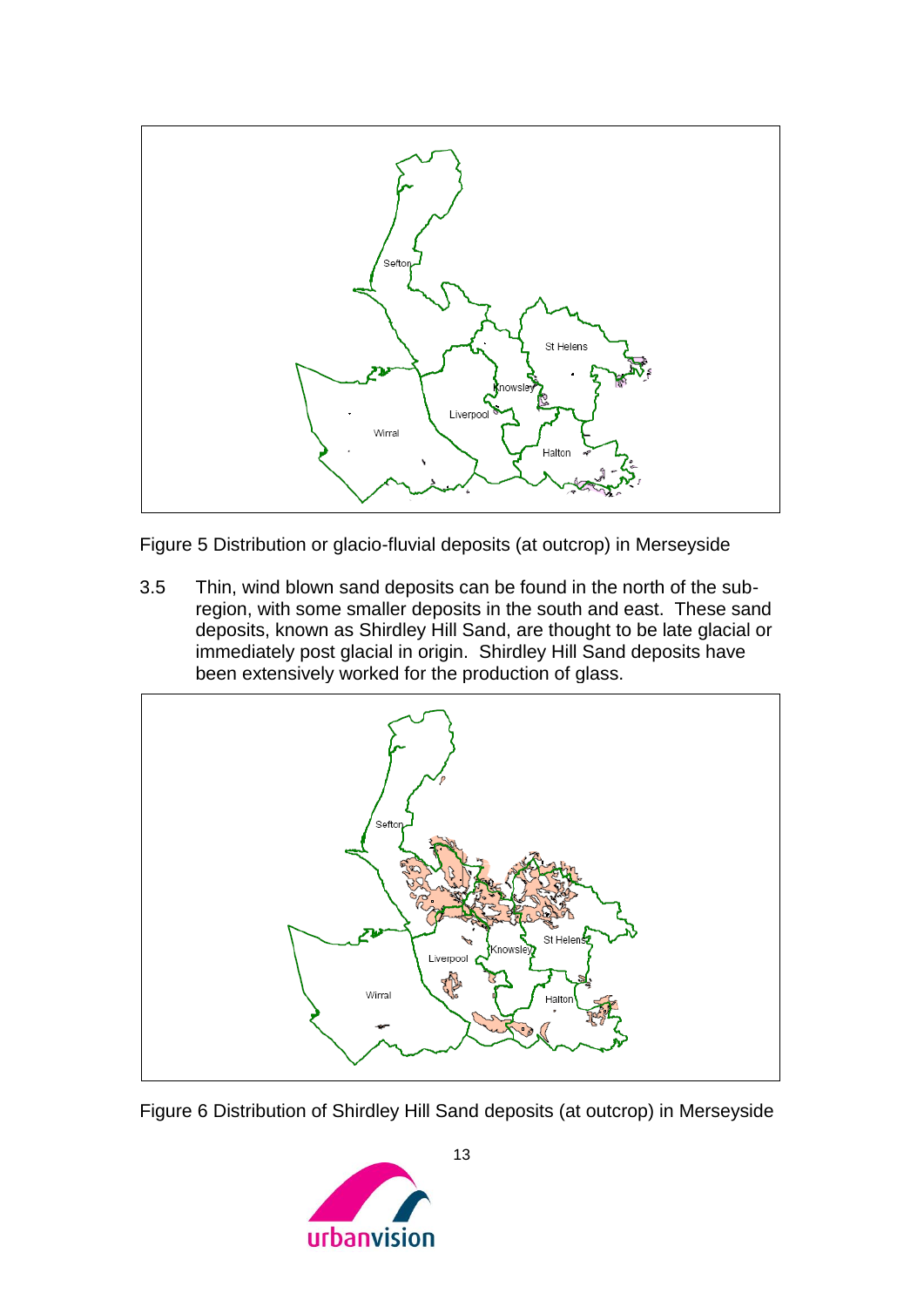Figure 5 Distribution or glacio-fluvial deposits (at outcrop) in Merseyside

3.5 Thin, wind blown sand deposits can be found in the north of the sub-region, with some smaller deposits in the south and east. These sand deposits, known as Shirdley Hill Sand, are thought to be late glacial or immediately post glacial in origin. Shirdley Hill Sand deposits have been extensively worked for the production of glass.

Figure 6 Distribution of Shirdley Hill Sand deposits (at outcrop) in Merseyside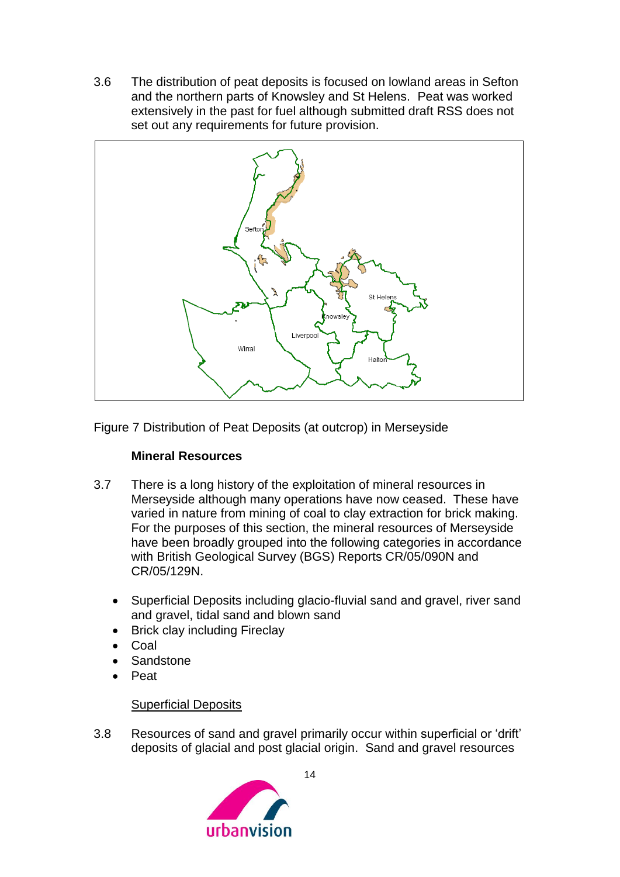3.6 The distribution of peat deposits is focused on lowland areas in Sefton and the northern parts of Knowsley and St Helens. Peat was worked extensively in the past for fuel although submitted draft RSS does not set out any requirements for future provision.

Figure 7 Distribution of Peat Deposits (at outcrop) in Merseyside

### Mineral Resources

3.7 There is a long history of the exploitation of mineral resources in Merseyside although many operations have now ceased. These have varied in nature from mining of coal to clay extraction for brick making. For the purposes of this section, the mineral resources of Merseyside have been broadly grouped into the following categories in accordance with British Geological Survey (BGS) Reports CR/05/090N and CR/05/129N.

- Superficial Deposits including glacio-fluvial sand and gravel, river sand and gravel, tidal sand and blown sand
- Brick clay including Fireclay
- Coal
- Sandstone
- Peat

Superficial Deposits

3.8 Resources of sand and gravel primarily occur within superficial or 'drift' deposits of glacial and post glacial origin. Sand and gravel resources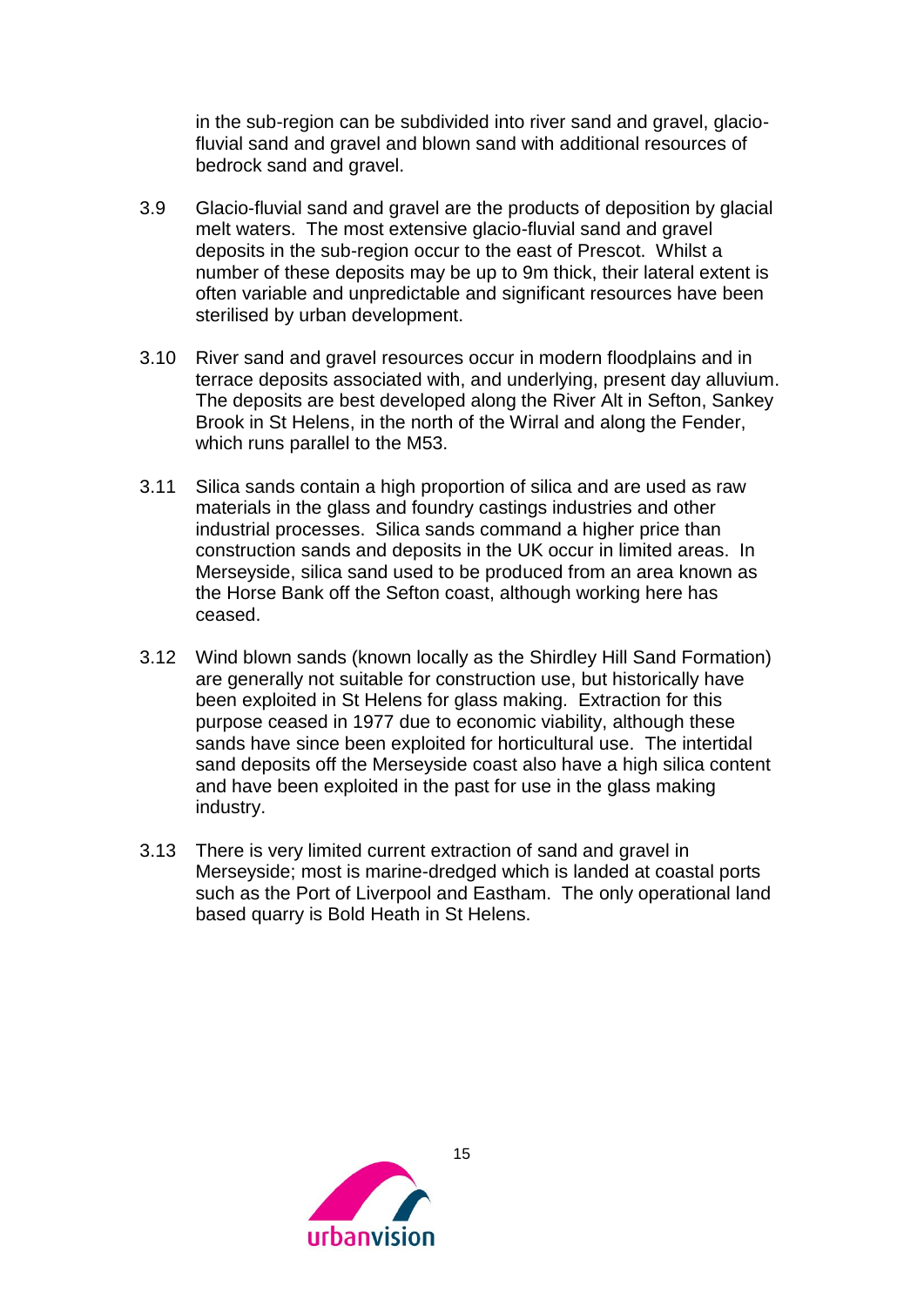in the sub-region can be subdivided into river sand and gravel, glacio-fluvial sand and gravel and blown sand with additional resources of bedrock sand and gravel.

3.9 Glacio-fluvial sand and gravel are the products of deposition by glacial melt waters. The most extensive glacio-fluvial sand and gravel deposits in the sub-region occur to the east of Prescot. Whilst a number of these deposits may be up to 9m thick, their lateral extent is often variable and unpredictable and significant resources have been sterilised by urban development.

3.10 River sand and gravel resources occur in modern floodplains and in terrace deposits associated with, and underlying, present day alluvium. The deposits are best developed along the River Alt in Sefton, Sankey Brook in St Helens, in the north of the Wirral and along the Fender, which runs parallel to the M53.

3.11 Silica sands contain a high proportion of silica and are used as raw materials in the glass and foundry castings industries and other industrial processes. Silica sands command a higher price than construction sands and deposits in the UK occur in limited areas. In Merseyside, silica sand used to be produced from an area known as the Horse Bank off the Sefton coast, although working here has ceased.

3.12 Wind blown sands (known locally as the Shirdley Hill Sand Formation) are generally not suitable for construction use, but historically have been exploited in St Helens for glass making. Extraction for this purpose ceased in 1977 due to economic viability, although these sands have since been exploited for horticultural use. The intertidal sand deposits off the Merseyside coast also have a high silica content and have been exploited in the past for use in the glass making industry.

3.13 There is very limited current extraction of sand and gravel in Merseyside; most is marine-dredged which is landed at coastal ports such as the Port of Liverpool and Eastham. The only operational land based quarry is Bold Heath in St Helens.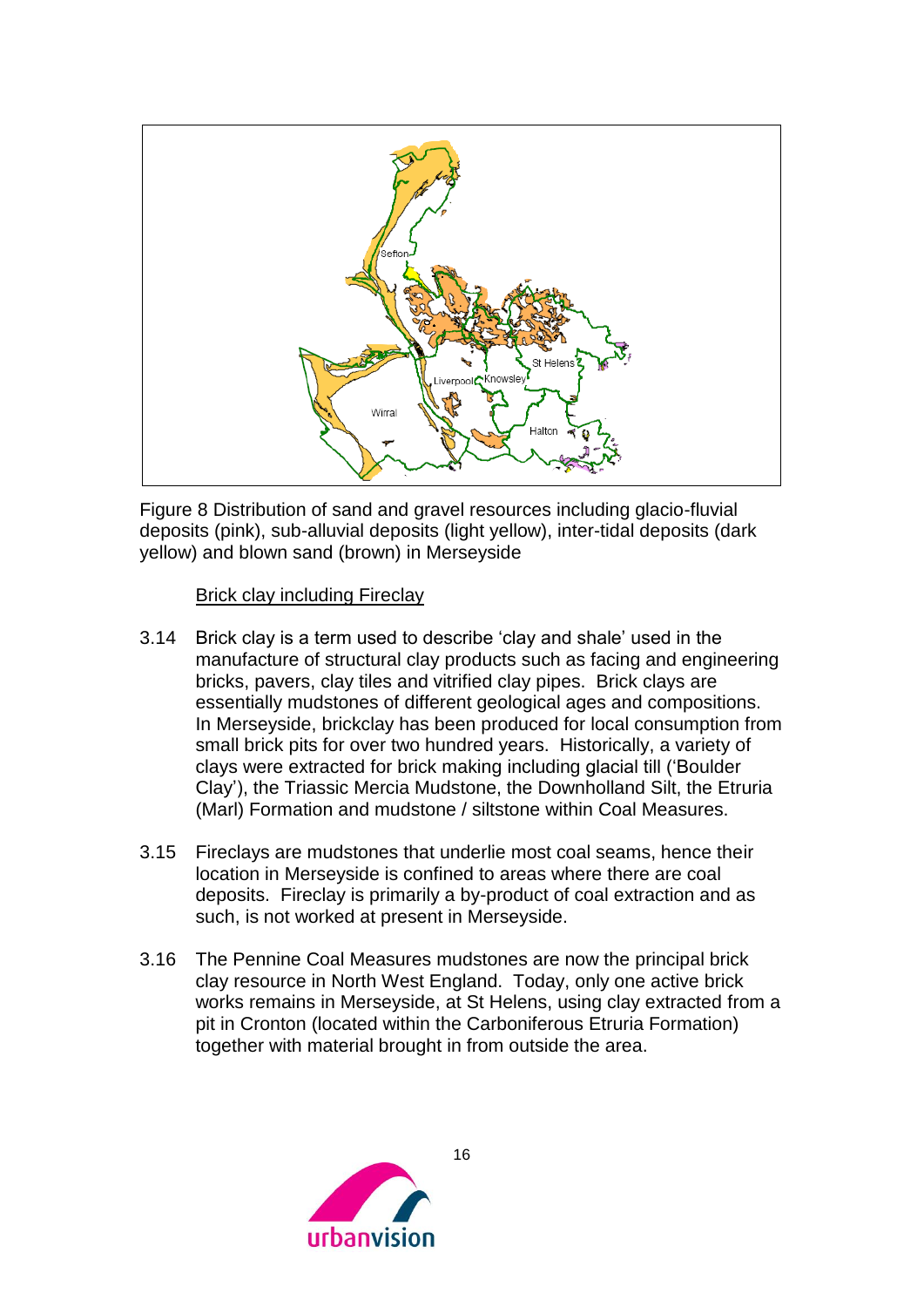Figure 8 Distribution of sand and gravel resources including glacio-fluvial deposits (pink), sub-alluvial deposits (light yellow), inter-tidal deposits (dark yellow) and blown sand (brown) in Merseyside

Brick clay including Fireclay

3.14 Brick clay is a term used to describe 'clay and shale' used in the manufacture of structural clay products such as facing and engineering bricks, pavers, clay tiles and vitrified clay pipes. Brick clays are essentially mudstones of different geological ages and compositions. In Merseyside, brickclay has been produced for local consumption from small brick pits for over two hundred years. Historically, a variety of clays were extracted for brick making including glacial till ('Boulder Clay'), the Triassic Mercia Mudstone, the Downholland Silt, the Etruria (Marl) Formation and mudstone / siltstone within Coal Measures.

3.15 Fireclays are mudstones that underlie most coal seams, hence their location in Merseyside is confined to areas where there are coal deposits. Fireclay is primarily a by-product of coal extraction and as such, is not worked at present in Merseyside.

3.16 The Pennine Coal Measures mudstones are now the principal brick clay resource in North West England. Today, only one active brick works remains in Merseyside, at St Helens, using clay extracted from a pit in Cronton (located within the Carboniferous Etruria Formation) together with material brought in from outside the area.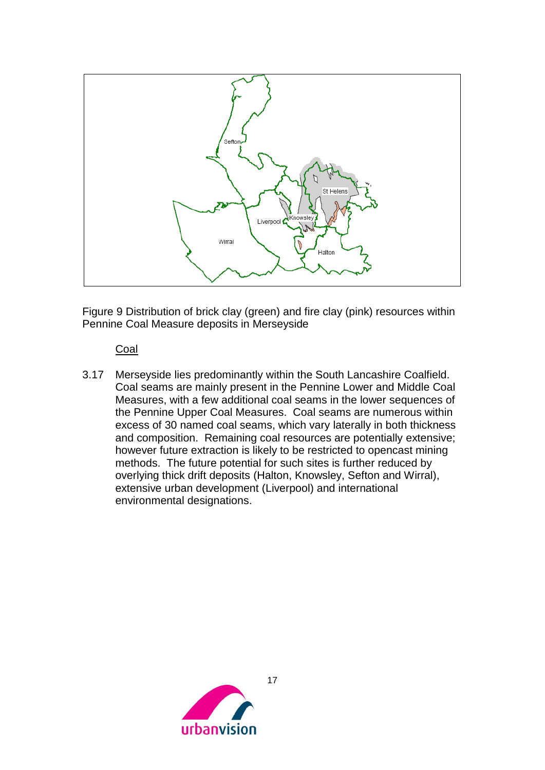Figure 9 Distribution of brick clay (green) and fire clay (pink) resources within Pennine Coal Measure deposits in Merseyside

## Coal

3.17 Merseyside lies predominantly within the South Lancashire Coalfield. Coal seams are mainly present in the Pennine Lower and Middle Coal Measures, with a few additional coal seams in the lower sequences of the Pennine Upper Coal Measures. Coal seams are numerous within excess of 30 named coal seams, which vary laterally in both thickness and composition. Remaining coal resources are potentially extensive; however future extraction is likely to be restricted to opencast mining methods. The future potential for such sites is further reduced by overlying thick drift deposits (Halton, Knowsley, Sefton and Wirral), extensive urban development (Liverpool) and international environmental designations.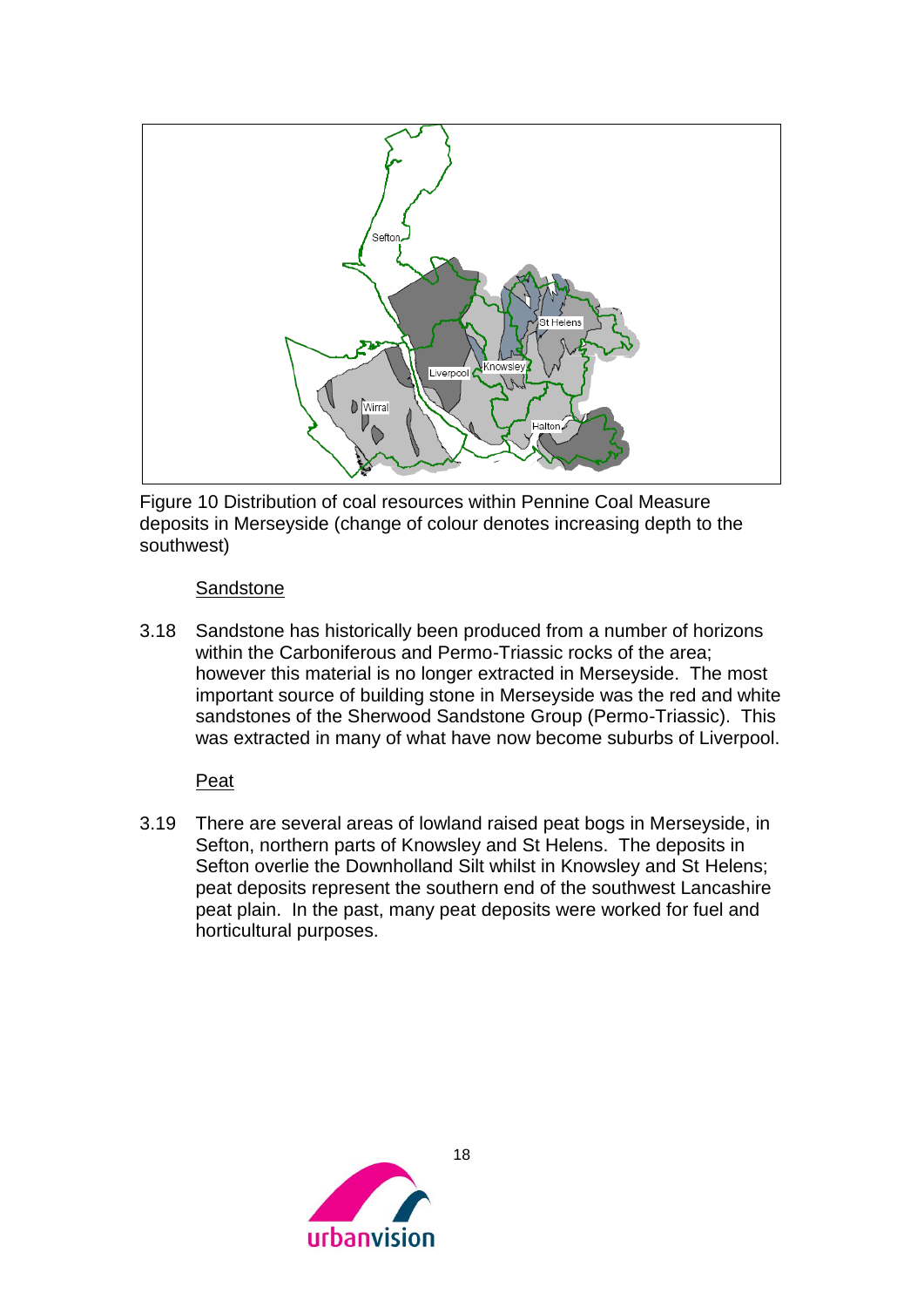Figure 10 Distribution of coal resources within Pennine Coal Measure deposits in Merseyside (change of colour denotes increasing depth to the southwest)

### Sandstone

3.18 Sandstone has historically been produced from a number of horizons within the Carboniferous and Permo-Triassic rocks of the area; however this material is no longer extracted in Merseyside. The most important source of building stone in Merseyside was the red and white sandstones of the Sherwood Sandstone Group (Permo-Triassic). This was extracted in many of what have now become suburbs of Liverpool.

### Peat

3.19 There are several areas of lowland raised peat bogs in Merseyside, in Sefton, northern parts of Knowsley and St Helens. The deposits in Sefton overlie the Downholland Silt whilst in Knowsley and St Helens; peat deposits represent the southern end of the southwest Lancashire peat plain. In the past, many peat deposits were worked for fuel and horticultural purposes.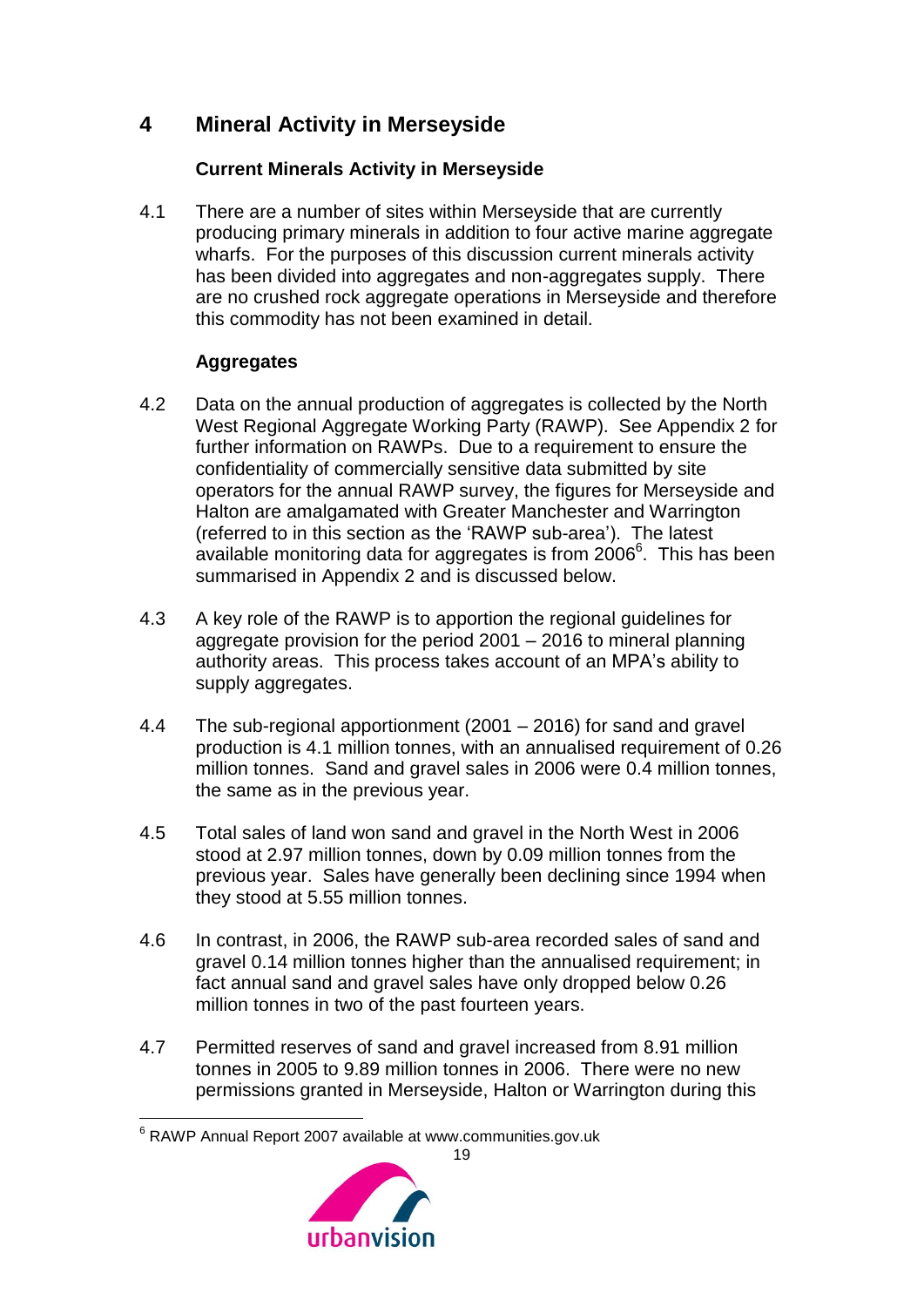## 4 Mineral Activity in Merseyside

### Current Minerals Activity in Merseyside

4.1 There are a number of sites within Merseyside that are currently producing primary minerals in addition to four active marine aggregate wharfs. For the purposes of this discussion current minerals activity has been divided into aggregates and non-aggregates supply. There are no crushed rock aggregate operations in Merseyside and therefore this commodity has not been examined in detail.

### Aggregates

4.2 Data on the annual production of aggregates is collected by the North West Regional Aggregate Working Party (RAWP). See Appendix 2 for further information on RAWPs. Due to a requirement to ensure the confidentiality of commercially sensitive data submitted by site operators for the annual RAWP survey, the figures for Merseyside and Halton are amalgamated with Greater Manchester and Warrington (referred to in this section as the 'RAWP sub-area'). The latest available monitoring data for aggregates is from 2006[6]. This has been summarised in Appendix 2 and is discussed below.

4.3 A key role of the RAWP is to apportion the regional guidelines for aggregate provision for the period 2001 – 2016 to mineral planning authority areas. This process takes account of an MPA's ability to supply aggregates.

4.4 The sub-regional apportionment (2001 – 2016) for sand and gravel production is 4.1 million tonnes, with an annualised requirement of 0.26 million tonnes. Sand and gravel sales in 2006 were 0.4 million tonnes, the same as in the previous year.

4.5 Total sales of land won sand and gravel in the North West in 2006 stood at 2.97 million tonnes, down by 0.09 million tonnes from the previous year. Sales have generally been declining since 1994 when they stood at 5.55 million tonnes.

4.6 In contrast, in 2006, the RAWP sub-area recorded sales of sand and gravel 0.14 million tonnes higher than the annualised requirement; in fact annual sand and gravel sales have only dropped below 0.26 million tonnes in two of the past fourteen years.

4.7 Permitted reserves of sand and gravel increased from 8.91 million tonnes in 2005 to 9.89 million tonnes in 2006. There were no new permissions granted in Merseyside, Halton or Warrington during this

[6] RAWP Annual Report 2007 available at www.communities.gov.uk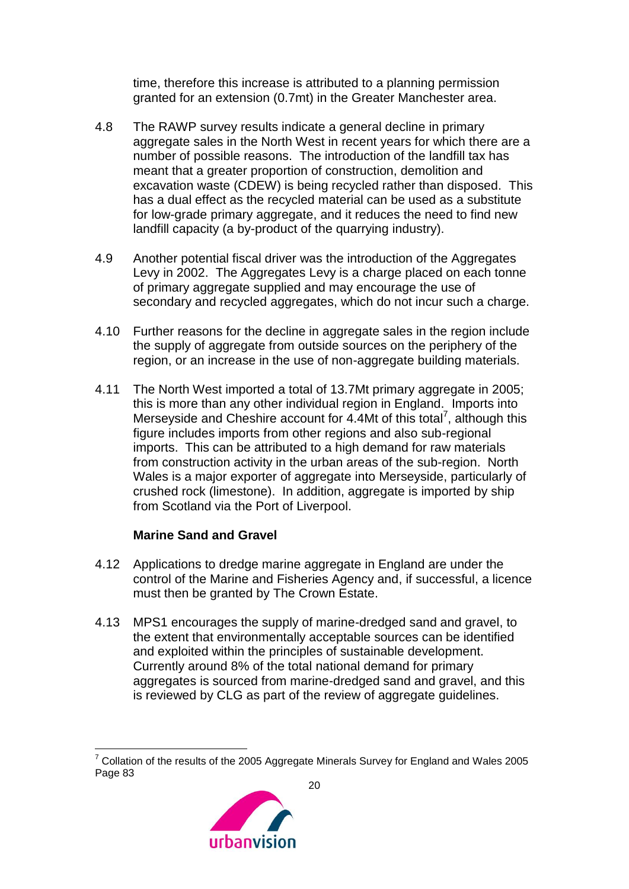time, therefore this increase is attributed to a planning permission granted for an extension (0.7mt) in the Greater Manchester area.

4.8 The RAWP survey results indicate a general decline in primary aggregate sales in the North West in recent years for which there are a number of possible reasons. The introduction of the landfill tax has meant that a greater proportion of construction, demolition and excavation waste (CDEW) is being recycled rather than disposed. This has a dual effect as the recycled material can be used as a substitute for low-grade primary aggregate, and it reduces the need to find new landfill capacity (a by-product of the quarrying industry).

4.9 Another potential fiscal driver was the introduction of the Aggregates Levy in 2002. The Aggregates Levy is a charge placed on each tonne of primary aggregate supplied and may encourage the use of secondary and recycled aggregates, which do not incur such a charge.

4.10 Further reasons for the decline in aggregate sales in the region include the supply of aggregate from outside sources on the periphery of the region, or an increase in the use of non-aggregate building materials.

4.11 The North West imported a total of 13.7Mt primary aggregate in 2005; this is more than any other individual region in England. Imports into Merseyside and Cheshire account for 4.4Mt of this total[7], although this figure includes imports from other regions and also sub-regional imports. This can be attributed to a high demand for raw materials from construction activity in the urban areas of the sub-region. North Wales is a major exporter of aggregate into Merseyside, particularly of crushed rock (limestone). In addition, aggregate is imported by ship from Scotland via the Port of Liverpool.

**Marine Sand and Gravel**

4.12 Applications to dredge marine aggregate in England are under the control of the Marine and Fisheries Agency and, if successful, a licence must then be granted by The Crown Estate.

4.13 MPS1 encourages the supply of marine-dredged sand and gravel, to the extent that environmentally acceptable sources can be identified and exploited within the principles of sustainable development. Currently around 8% of the total national demand for primary aggregates is sourced from marine-dredged sand and gravel, and this is reviewed by CLG as part of the review of aggregate guidelines.

[7] Collation of the results of the 2005 Aggregate Minerals Survey for England and Wales 2005 Page 83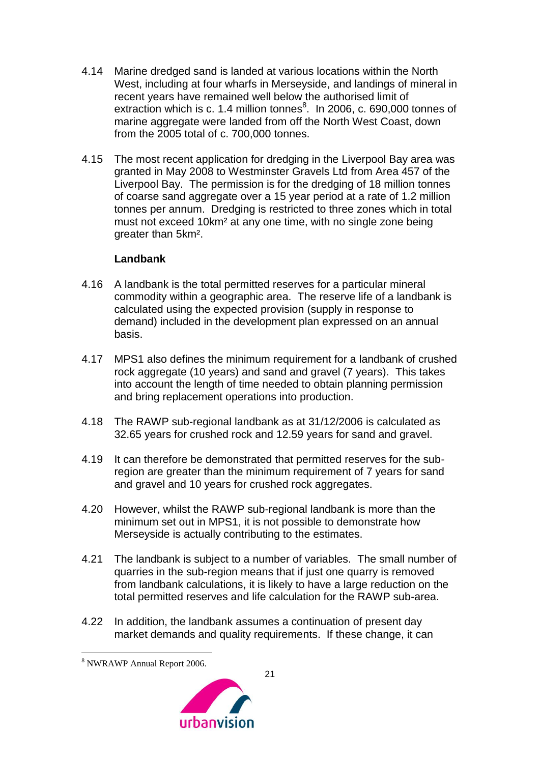4.14 Marine dredged sand is landed at various locations within the North West, including at four wharfs in Merseyside, and landings of mineral in recent years have remained well below the authorised limit of extraction which is c. 1.4 million tonnes[8]. In 2006, c. 690,000 tonnes of marine aggregate were landed from off the North West Coast, down from the 2005 total of c. 700,000 tonnes.

4.15 The most recent application for dredging in the Liverpool Bay area was granted in May 2008 to Westminster Gravels Ltd from Area 457 of the Liverpool Bay. The permission is for the dredging of 18 million tonnes of coarse sand aggregate over a 15 year period at a rate of 1.2 million tonnes per annum. Dredging is restricted to three zones which in total must not exceed 10km² at any one time, with no single zone being greater than 5km².

**Landbank**

4.16 A landbank is the total permitted reserves for a particular mineral commodity within a geographic area. The reserve life of a landbank is calculated using the expected provision (supply in response to demand) included in the development plan expressed on an annual basis.

4.17 MPS1 also defines the minimum requirement for a landbank of crushed rock aggregate (10 years) and sand and gravel (7 years). This takes into account the length of time needed to obtain planning permission and bring replacement operations into production.

4.18 The RAWP sub-regional landbank as at 31/12/2006 is calculated as 32.65 years for crushed rock and 12.59 years for sand and gravel.

4.19 It can therefore be demonstrated that permitted reserves for the sub-region are greater than the minimum requirement of 7 years for sand and gravel and 10 years for crushed rock aggregates.

4.20 However, whilst the RAWP sub-regional landbank is more than the minimum set out in MPS1, it is not possible to demonstrate how Merseyside is actually contributing to the estimates.

4.21 The landbank is subject to a number of variables. The small number of quarries in the sub-region means that if just one quarry is removed from landbank calculations, it is likely to have a large reduction on the total permitted reserves and life calculation for the RAWP sub-area.

4.22 In addition, the landbank assumes a continuation of present day market demands and quality requirements. If these change, it can

[8] NWRAWP Annual Report 2006.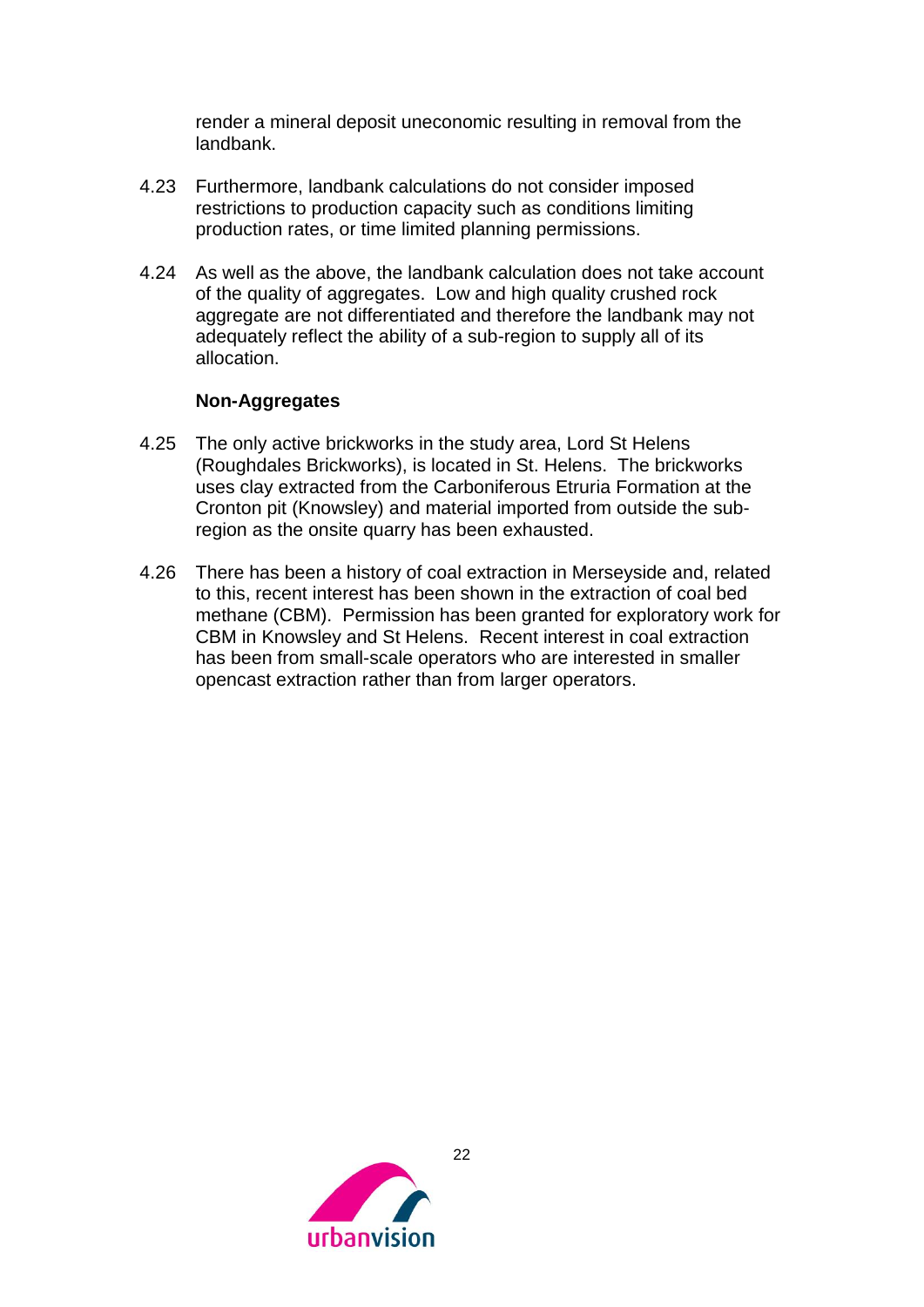render a mineral deposit uneconomic resulting in removal from the landbank.

4.23 Furthermore, landbank calculations do not consider imposed restrictions to production capacity such as conditions limiting production rates, or time limited planning permissions.

4.24 As well as the above, the landbank calculation does not take account of the quality of aggregates. Low and high quality crushed rock aggregate are not differentiated and therefore the landbank may not adequately reflect the ability of a sub-region to supply all of its allocation.

**Non-Aggregates**

4.25 The only active brickworks in the study area, Lord St Helens (Roughdales Brickworks), is located in St. Helens. The brickworks uses clay extracted from the Carboniferous Etruria Formation at the Cronton pit (Knowsley) and material imported from outside the sub-region as the onsite quarry has been exhausted.

4.26 There has been a history of coal extraction in Merseyside and, related to this, recent interest has been shown in the extraction of coal bed methane (CBM). Permission has been granted for exploratory work for CBM in Knowsley and St Helens. Recent interest in coal extraction has been from small-scale operators who are interested in smaller opencast extraction rather than from larger operators.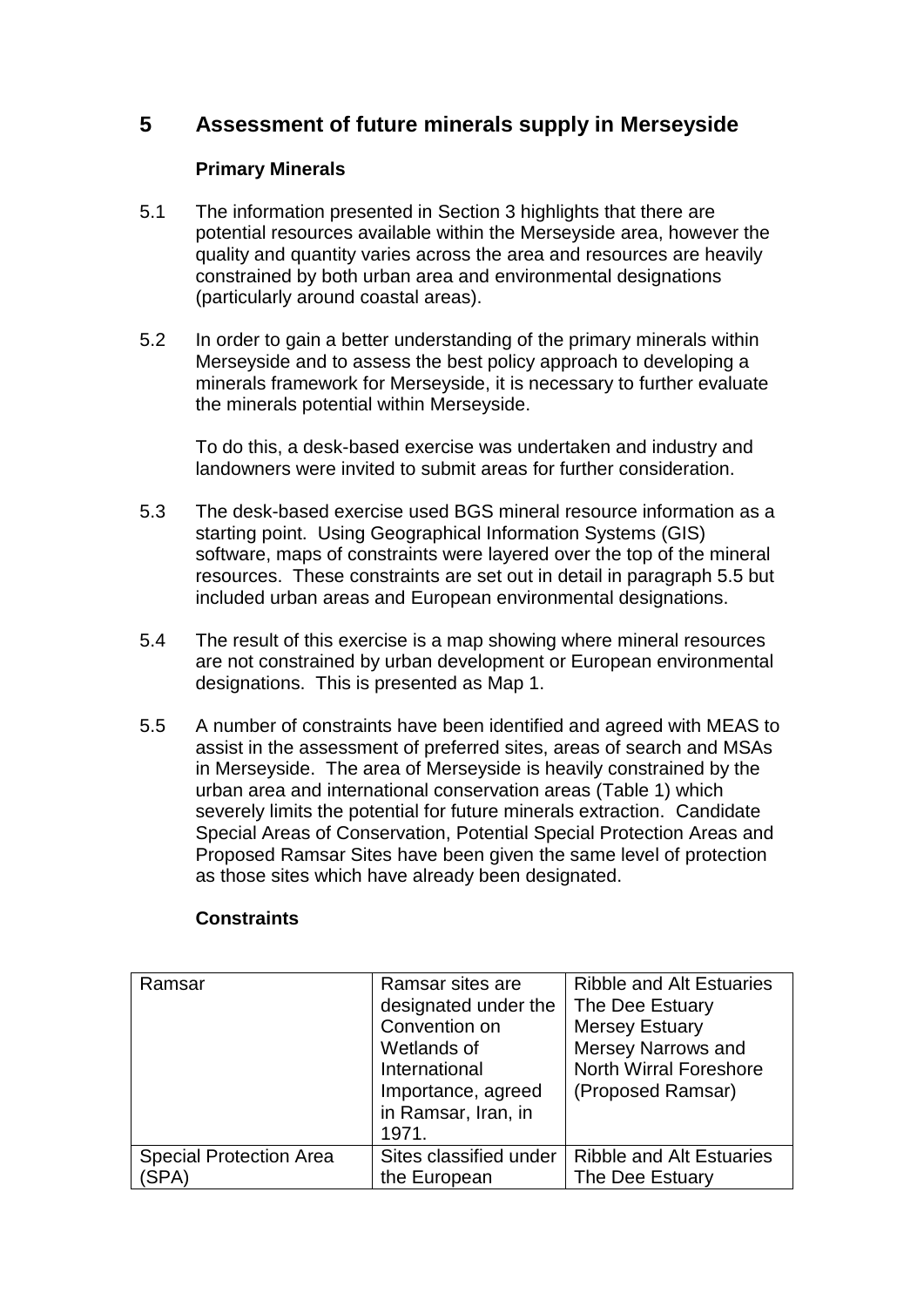## 5 Assessment of future minerals supply in Merseyside

### Primary Minerals

5.1 The information presented in Section 3 highlights that there are potential resources available within the Merseyside area, however the quality and quantity varies across the area and resources are heavily constrained by both urban area and environmental designations (particularly around coastal areas).

5.2 In order to gain a better understanding of the primary minerals within Merseyside and to assess the best policy approach to developing a minerals framework for Merseyside, it is necessary to further evaluate the minerals potential within Merseyside.

To do this, a desk-based exercise was undertaken and industry and landowners were invited to submit areas for further consideration.

5.3 The desk-based exercise used BGS mineral resource information as a starting point. Using Geographical Information Systems (GIS) software, maps of constraints were layered over the top of the mineral resources. These constraints are set out in detail in paragraph 5.5 but included urban areas and European environmental designations.

5.4 The result of this exercise is a map showing where mineral resources are not constrained by urban development or European environmental designations. This is presented as Map 1.

5.5 A number of constraints have been identified and agreed with MEAS to assist in the assessment of preferred sites, areas of search and MSAs in Merseyside. The area of Merseyside is heavily constrained by the urban area and international conservation areas (Table 1) which severely limits the potential for future minerals extraction. Candidate Special Areas of Conservation, Potential Special Protection Areas and Proposed Ramsar Sites have been given the same level of protection as those sites which have already been designated.

### Constraints

| | | |
|---|---|---|
| Ramsar | Ramsar sites are designated under the Convention on Wetlands of International Importance, agreed in Ramsar, Iran, in 1971. | Ribble and Alt Estuaries<br>The Dee Estuary<br>Mersey Estuary<br>Mersey Narrows and North Wirral Foreshore (Proposed Ramsar) |
| Special Protection Area (SPA) | Sites classified under the European | Ribble and Alt Estuaries<br>The Dee Estuary |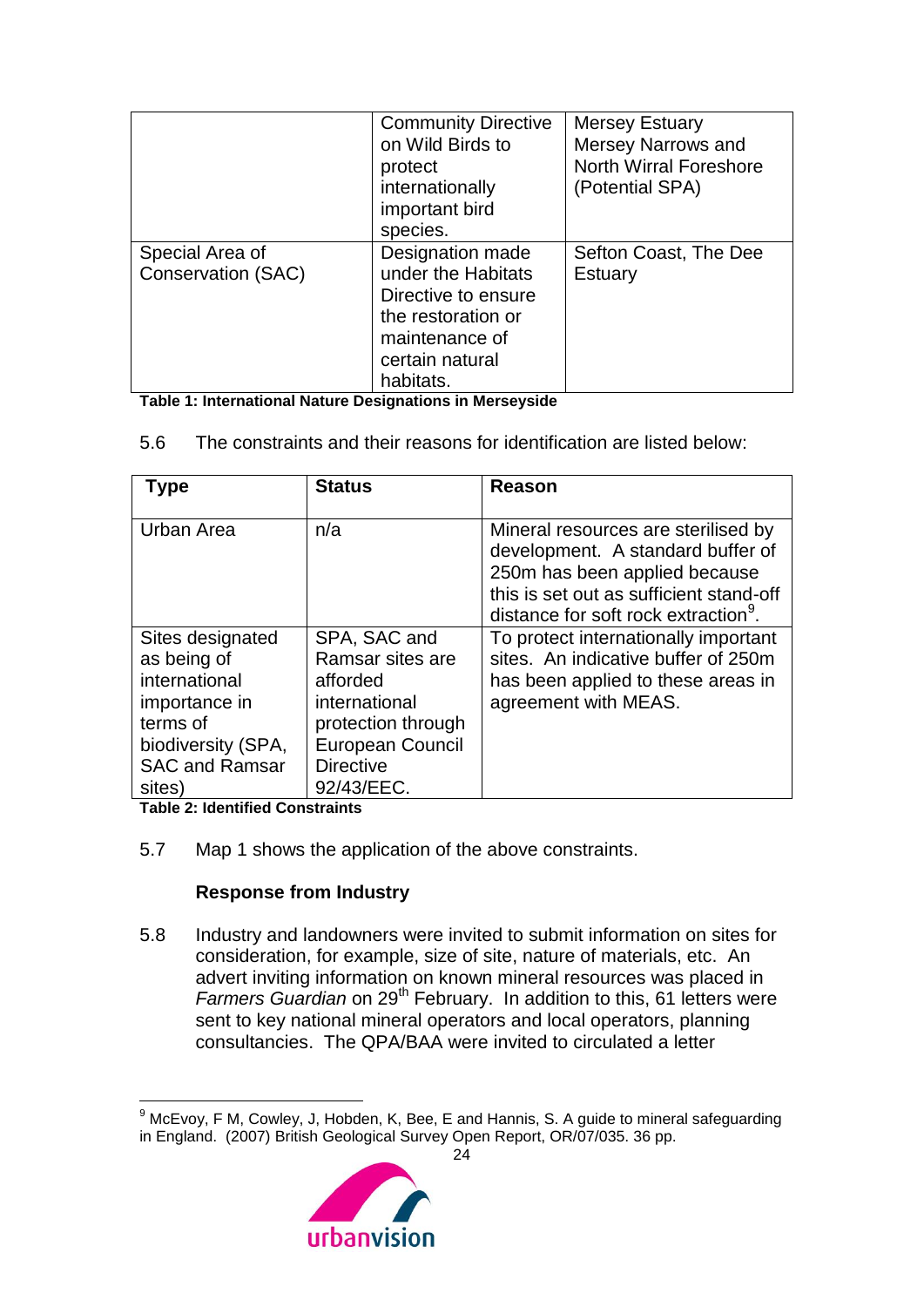| | | |
|---|---|---|
| | Community Directive on Wild Birds to protect internationally important bird species. | Mersey Estuary Mersey Narrows and North Wirral Foreshore (Potential SPA) |
| Special Area of Conservation (SAC) | Designation made under the Habitats Directive to ensure the restoration or maintenance of certain natural habitats. | Sefton Coast, The Dee Estuary |

**Table 1: International Nature Designations in Merseyside**

5.6 The constraints and their reasons for identification are listed below:

| Type | Status | Reason |
|---|---|---|
| Urban Area | n/a | Mineral resources are sterilised by development. A standard buffer of 250m has been applied because this is set out as sufficient stand-off distance for soft rock extraction[9]. |
| Sites designated as being of international importance in terms of biodiversity (SPA, SAC and Ramsar sites) | SPA, SAC and Ramsar sites are afforded international protection through European Council Directive 92/43/EEC. | To protect internationally important sites. An indicative buffer of 250m has been applied to these areas in agreement with MEAS. |

**Table 2: Identified Constraints**

5.7 Map 1 shows the application of the above constraints.

**Response from Industry**

5.8 Industry and landowners were invited to submit information on sites for consideration, for example, size of site, nature of materials, etc. An advert inviting information on known mineral resources was placed in *Farmers Guardian* on 29th February. In addition to this, 61 letters were sent to key national mineral operators and local operators, planning consultancies. The QPA/BAA were invited to circulated a letter

[9] McEvoy, F M, Cowley, J, Hobden, K, Bee, E and Hannis, S. A guide to mineral safeguarding in England. (2007) British Geological Survey Open Report, OR/07/035. 36 pp.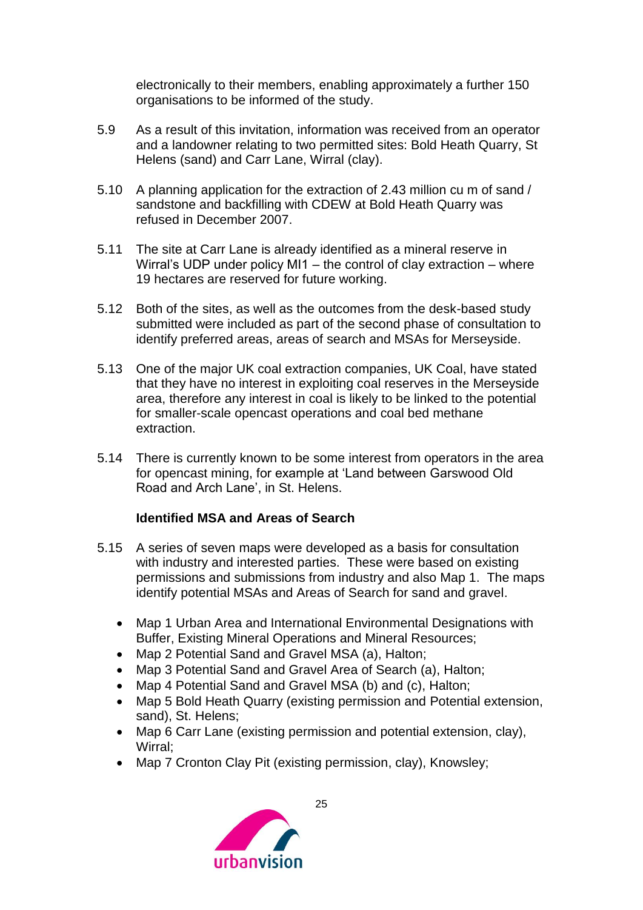electronically to their members, enabling approximately a further 150 organisations to be informed of the study.

5.9 As a result of this invitation, information was received from an operator and a landowner relating to two permitted sites: Bold Heath Quarry, St Helens (sand) and Carr Lane, Wirral (clay).

5.10 A planning application for the extraction of 2.43 million cu m of sand / sandstone and backfilling with CDEW at Bold Heath Quarry was refused in December 2007.

5.11 The site at Carr Lane is already identified as a mineral reserve in Wirral's UDP under policy MI1 – the control of clay extraction – where 19 hectares are reserved for future working.

5.12 Both of the sites, as well as the outcomes from the desk-based study submitted were included as part of the second phase of consultation to identify preferred areas, areas of search and MSAs for Merseyside.

5.13 One of the major UK coal extraction companies, UK Coal, have stated that they have no interest in exploiting coal reserves in the Merseyside area, therefore any interest in coal is likely to be linked to the potential for smaller-scale opencast operations and coal bed methane extraction.

5.14 There is currently known to be some interest from operators in the area for opencast mining, for example at 'Land between Garswood Old Road and Arch Lane', in St. Helens.

**Identified MSA and Areas of Search**

5.15 A series of seven maps were developed as a basis for consultation with industry and interested parties. These were based on existing permissions and submissions from industry and also Map 1. The maps identify potential MSAs and Areas of Search for sand and gravel.

- Map 1 Urban Area and International Environmental Designations with Buffer, Existing Mineral Operations and Mineral Resources;
- Map 2 Potential Sand and Gravel MSA (a), Halton;
- Map 3 Potential Sand and Gravel Area of Search (a), Halton;
- Map 4 Potential Sand and Gravel MSA (b) and (c), Halton;
- Map 5 Bold Heath Quarry (existing permission and Potential extension, sand), St. Helens;
- Map 6 Carr Lane (existing permission and potential extension, clay), Wirral;
- Map 7 Cronton Clay Pit (existing permission, clay), Knowsley;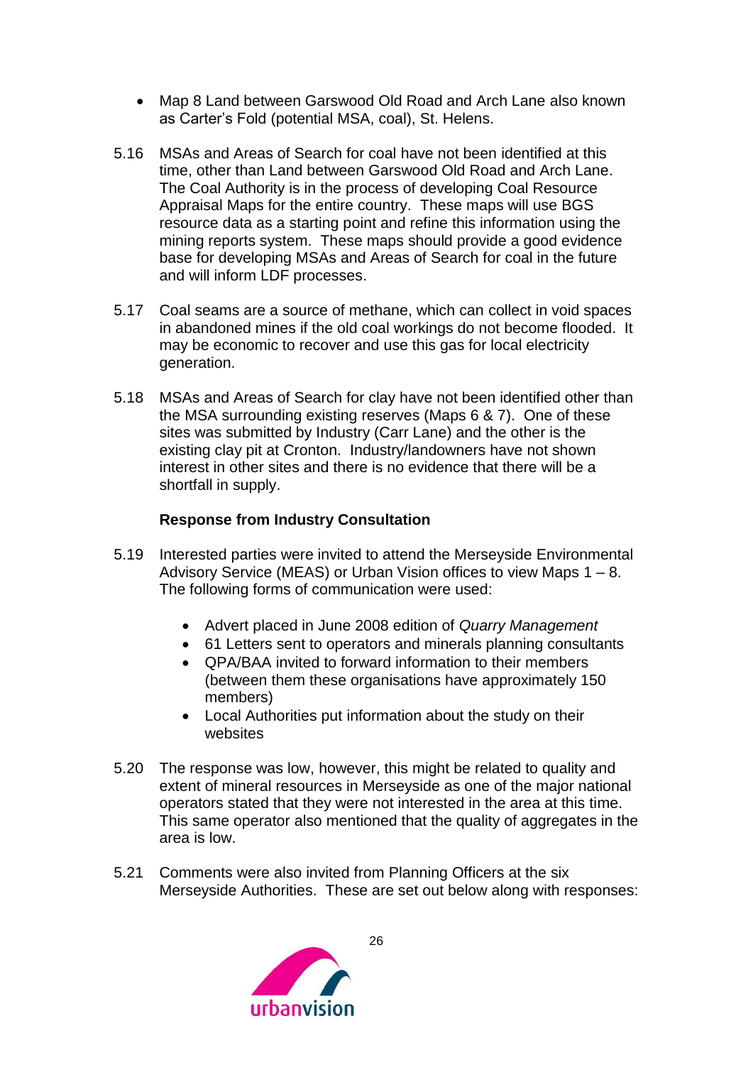- Map 8 Land between Garswood Old Road and Arch Lane also known as Carter's Fold (potential MSA, coal), St. Helens.

5.16 MSAs and Areas of Search for coal have not been identified at this time, other than Land between Garswood Old Road and Arch Lane. The Coal Authority is in the process of developing Coal Resource Appraisal Maps for the entire country. These maps will use BGS resource data as a starting point and refine this information using the mining reports system. These maps should provide a good evidence base for developing MSAs and Areas of Search for coal in the future and will inform LDF processes.

5.17 Coal seams are a source of methane, which can collect in void spaces in abandoned mines if the old coal workings do not become flooded. It may be economic to recover and use this gas for local electricity generation.

5.18 MSAs and Areas of Search for clay have not been identified other than the MSA surrounding existing reserves (Maps 6 & 7). One of these sites was submitted by Industry (Carr Lane) and the other is the existing clay pit at Cronton. Industry/landowners have not shown interest in other sites and there is no evidence that there will be a shortfall in supply.

**Response from Industry Consultation**

5.19 Interested parties were invited to attend the Merseyside Environmental Advisory Service (MEAS) or Urban Vision offices to view Maps 1 – 8. The following forms of communication were used:

- Advert placed in June 2008 edition of *Quarry Management*
- 61 Letters sent to operators and minerals planning consultants
- QPA/BAA invited to forward information to their members (between them these organisations have approximately 150 members)
- Local Authorities put information about the study on their websites

5.20 The response was low, however, this might be related to quality and extent of mineral resources in Merseyside as one of the major national operators stated that they were not interested in the area at this time. This same operator also mentioned that the quality of aggregates in the area is low.

5.21 Comments were also invited from Planning Officers at the six Merseyside Authorities. These are set out below along with responses: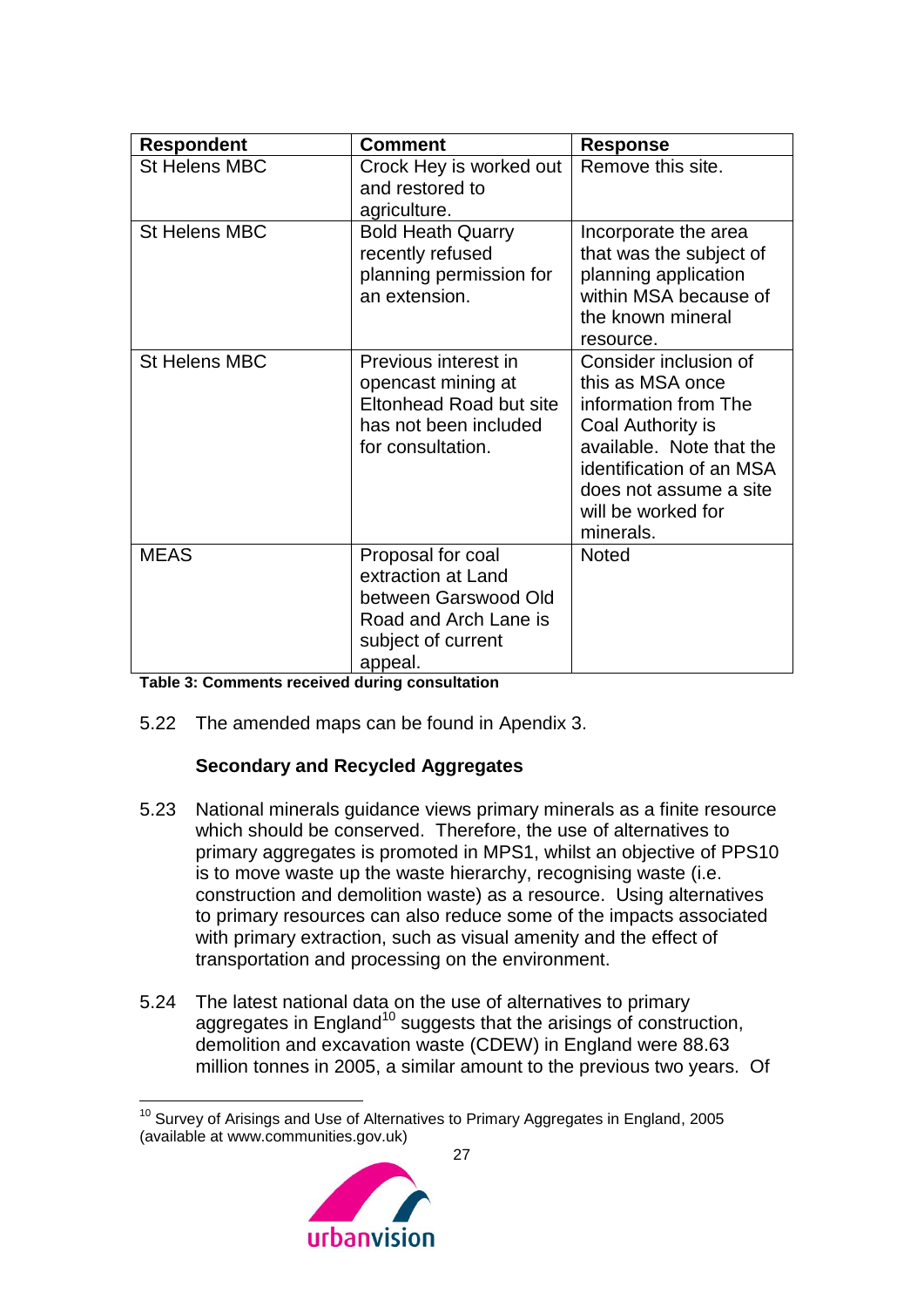| Respondent | Comment | Response |
| --- | --- | --- |
| St Helens MBC | Crock Hey is worked out and restored to agriculture. | Remove this site. |
| St Helens MBC | Bold Heath Quarry recently refused planning permission for an extension. | Incorporate the area that was the subject of planning application within MSA because of the known mineral resource. |
| St Helens MBC | Previous interest in opencast mining at Eltonhead Road but site has not been included for consultation. | Consider inclusion of this as MSA once information from The Coal Authority is available. Note that the identification of an MSA does not assume a site will be worked for minerals. |
| MEAS | Proposal for coal extraction at Land between Garswood Old Road and Arch Lane is subject of current appeal. | Noted |

**Table 3: Comments received during consultation**

5.22 The amended maps can be found in Apendix 3.

### Secondary and Recycled Aggregates

5.23 National minerals guidance views primary minerals as a finite resource which should be conserved. Therefore, the use of alternatives to primary aggregates is promoted in MPS1, whilst an objective of PPS10 is to move waste up the waste hierarchy, recognising waste (i.e. construction and demolition waste) as a resource. Using alternatives to primary resources can also reduce some of the impacts associated with primary extraction, such as visual amenity and the effect of transportation and processing on the environment.

5.24 The latest national data on the use of alternatives to primary aggregates in England[10] suggests that the arisings of construction, demolition and excavation waste (CDEW) in England were 88.63 million tonnes in 2005, a similar amount to the previous two years. Of

[10] Survey of Arisings and Use of Alternatives to Primary Aggregates in England, 2005 (available at www.communities.gov.uk)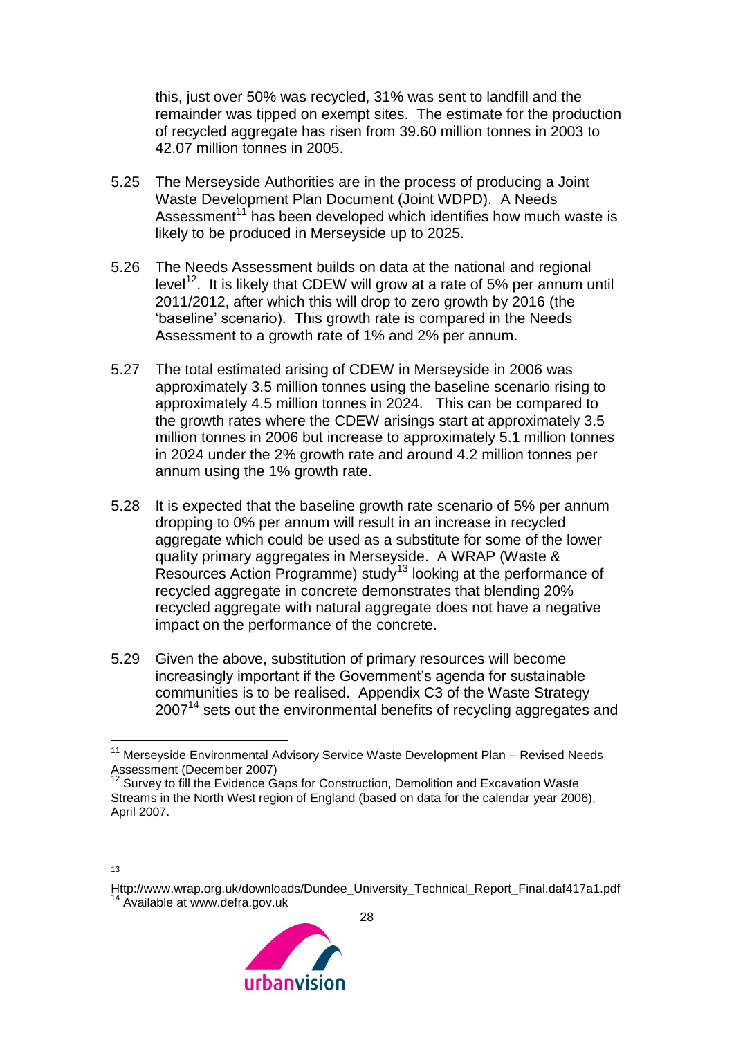this, just over 50% was recycled, 31% was sent to landfill and the remainder was tipped on exempt sites. The estimate for the production of recycled aggregate has risen from 39.60 million tonnes in 2003 to 42.07 million tonnes in 2005.

5.25 The Merseyside Authorities are in the process of producing a Joint Waste Development Plan Document (Joint WDPD). A Needs Assessment[11] has been developed which identifies how much waste is likely to be produced in Merseyside up to 2025.

5.26 The Needs Assessment builds on data at the national and regional level[12]. It is likely that CDEW will grow at a rate of 5% per annum until 2011/2012, after which this will drop to zero growth by 2016 (the 'baseline' scenario). This growth rate is compared in the Needs Assessment to a growth rate of 1% and 2% per annum.

5.27 The total estimated arising of CDEW in Merseyside in 2006 was approximately 3.5 million tonnes using the baseline scenario rising to approximately 4.5 million tonnes in 2024. This can be compared to the growth rates where the CDEW arisings start at approximately 3.5 million tonnes in 2006 but increase to approximately 5.1 million tonnes in 2024 under the 2% growth rate and around 4.2 million tonnes per annum using the 1% growth rate.

5.28 It is expected that the baseline growth rate scenario of 5% per annum dropping to 0% per annum will result in an increase in recycled aggregate which could be used as a substitute for some of the lower quality primary aggregates in Merseyside. A WRAP (Waste & Resources Action Programme) study[13] looking at the performance of recycled aggregate in concrete demonstrates that blending 20% recycled aggregate with natural aggregate does not have a negative impact on the performance of the concrete.

5.29 Given the above, substitution of primary resources will become increasingly important if the Government's agenda for sustainable communities is to be realised. Appendix C3 of the Waste Strategy 2007[14] sets out the environmental benefits of recycling aggregates and

---

[11] Merseyside Environmental Advisory Service Waste Development Plan – Revised Needs Assessment (December 2007)

[12] Survey to fill the Evidence Gaps for Construction, Demolition and Excavation Waste Streams in the North West region of England (based on data for the calendar year 2006), April 2007.

[13] Http://www.wrap.org.uk/downloads/Dundee_University_Technical_Report_Final.daf417a1.pdf

[14] Available at www.defra.gov.uk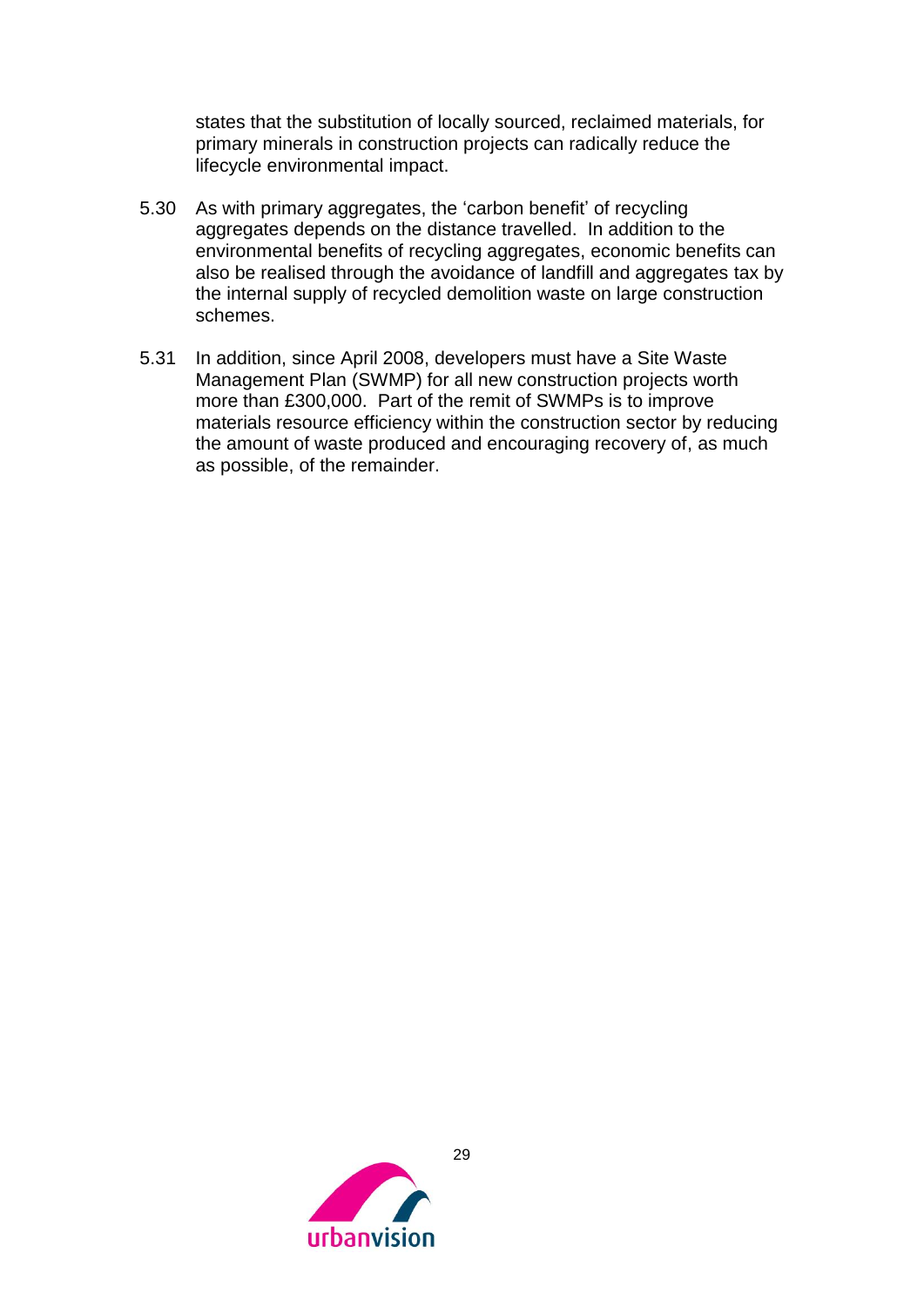states that the substitution of locally sourced, reclaimed materials, for primary minerals in construction projects can radically reduce the lifecycle environmental impact.

5.30 As with primary aggregates, the 'carbon benefit' of recycling aggregates depends on the distance travelled. In addition to the environmental benefits of recycling aggregates, economic benefits can also be realised through the avoidance of landfill and aggregates tax by the internal supply of recycled demolition waste on large construction schemes.

5.31 In addition, since April 2008, developers must have a Site Waste Management Plan (SWMP) for all new construction projects worth more than £300,000. Part of the remit of SWMPs is to improve materials resource efficiency within the construction sector by reducing the amount of waste produced and encouraging recovery of, as much as possible, of the remainder.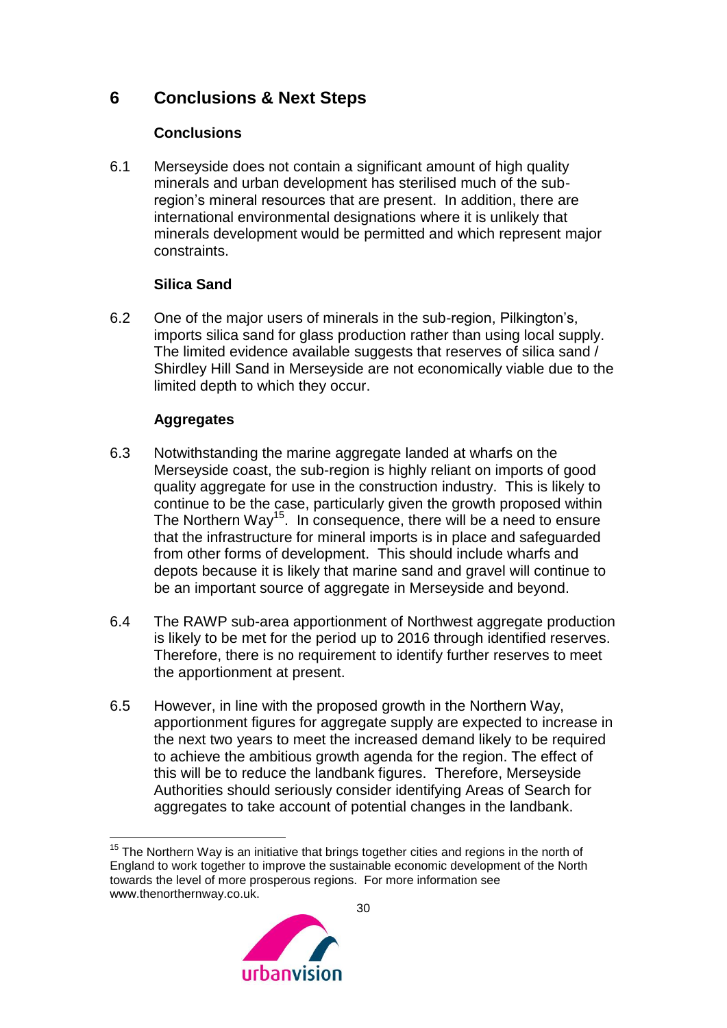## 6 Conclusions & Next Steps

### Conclusions

6.1 Merseyside does not contain a significant amount of high quality minerals and urban development has sterilised much of the sub-region's mineral resources that are present. In addition, there are international environmental designations where it is unlikely that minerals development would be permitted and which represent major constraints.

### Silica Sand

6.2 One of the major users of minerals in the sub-region, Pilkington's, imports silica sand for glass production rather than using local supply. The limited evidence available suggests that reserves of silica sand / Shirdley Hill Sand in Merseyside are not economically viable due to the limited depth to which they occur.

### Aggregates

6.3 Notwithstanding the marine aggregate landed at wharfs on the Merseyside coast, the sub-region is highly reliant on imports of good quality aggregate for use in the construction industry. This is likely to continue to be the case, particularly given the growth proposed within The Northern Way[15]. In consequence, there will be a need to ensure that the infrastructure for mineral imports is in place and safeguarded from other forms of development. This should include wharfs and depots because it is likely that marine sand and gravel will continue to be an important source of aggregate in Merseyside and beyond.

6.4 The RAWP sub-area apportionment of Northwest aggregate production is likely to be met for the period up to 2016 through identified reserves. Therefore, there is no requirement to identify further reserves to meet the apportionment at present.

6.5 However, in line with the proposed growth in the Northern Way, apportionment figures for aggregate supply are expected to increase in the next two years to meet the increased demand likely to be required to achieve the ambitious growth agenda for the region. The effect of this will be to reduce the landbank figures. Therefore, Merseyside Authorities should seriously consider identifying Areas of Search for aggregates to take account of potential changes in the landbank.

---

[15] The Northern Way is an initiative that brings together cities and regions in the north of England to work together to improve the sustainable economic development of the North towards the level of more prosperous regions. For more information see www.thenorthernway.co.uk.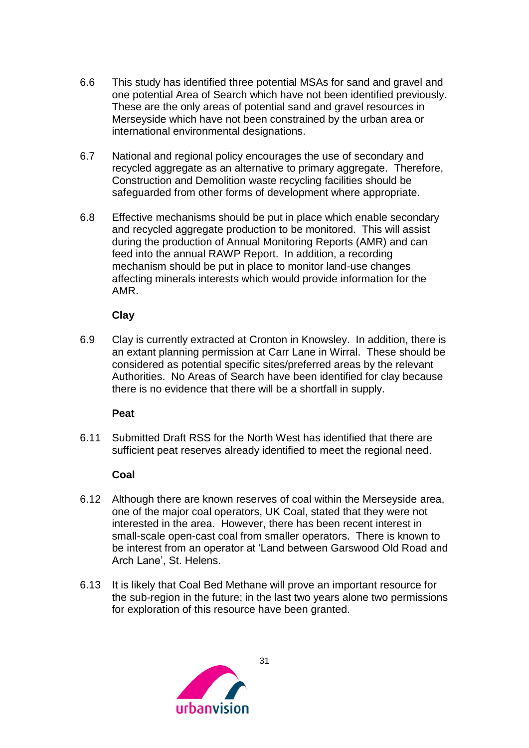6.6 This study has identified three potential MSAs for sand and gravel and one potential Area of Search which have not been identified previously. These are the only areas of potential sand and gravel resources in Merseyside which have not been constrained by the urban area or international environmental designations.

6.7 National and regional policy encourages the use of secondary and recycled aggregate as an alternative to primary aggregate. Therefore, Construction and Demolition waste recycling facilities should be safeguarded from other forms of development where appropriate.

6.8 Effective mechanisms should be put in place which enable secondary and recycled aggregate production to be monitored. This will assist during the production of Annual Monitoring Reports (AMR) and can feed into the annual RAWP Report. In addition, a recording mechanism should be put in place to monitor land-use changes affecting minerals interests which would provide information for the AMR.

**Clay**

6.9 Clay is currently extracted at Cronton in Knowsley. In addition, there is an extant planning permission at Carr Lane in Wirral. These should be considered as potential specific sites/preferred areas by the relevant Authorities. No Areas of Search have been identified for clay because there is no evidence that there will be a shortfall in supply.

**Peat**

6.11 Submitted Draft RSS for the North West has identified that there are sufficient peat reserves already identified to meet the regional need.

**Coal**

6.12 Although there are known reserves of coal within the Merseyside area, one of the major coal operators, UK Coal, stated that they were not interested in the area. However, there has been recent interest in small-scale open-cast coal from smaller operators. There is known to be interest from an operator at 'Land between Garswood Old Road and Arch Lane', St. Helens.

6.13 It is likely that Coal Bed Methane will prove an important resource for the sub-region in the future; in the last two years alone two permissions for exploration of this resource have been granted.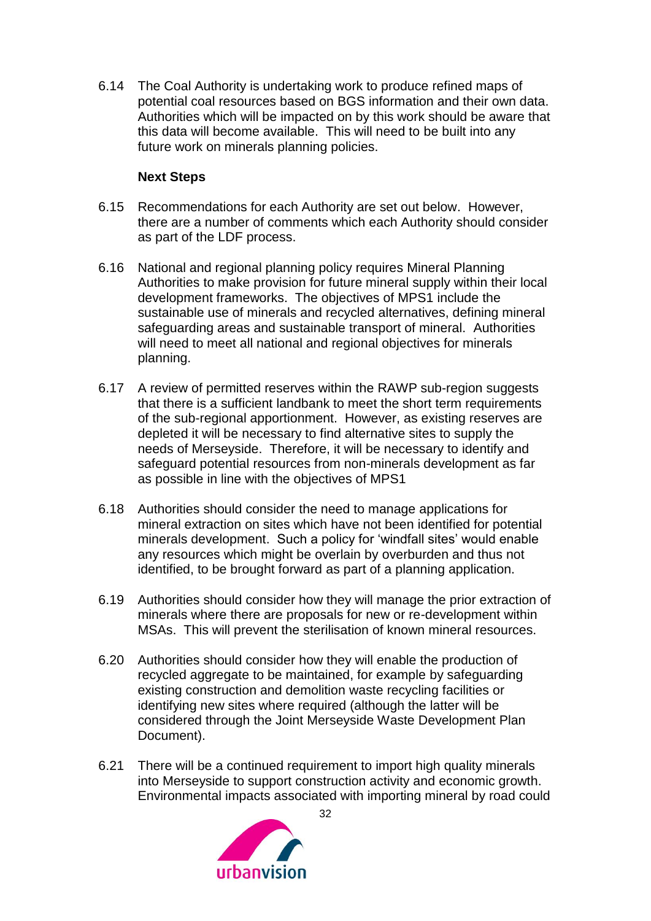6.14 The Coal Authority is undertaking work to produce refined maps of potential coal resources based on BGS information and their own data. Authorities which will be impacted on by this work should be aware that this data will become available. This will need to be built into any future work on minerals planning policies.

**Next Steps**

6.15 Recommendations for each Authority are set out below. However, there are a number of comments which each Authority should consider as part of the LDF process.

6.16 National and regional planning policy requires Mineral Planning Authorities to make provision for future mineral supply within their local development frameworks. The objectives of MPS1 include the sustainable use of minerals and recycled alternatives, defining mineral safeguarding areas and sustainable transport of mineral. Authorities will need to meet all national and regional objectives for minerals planning.

6.17 A review of permitted reserves within the RAWP sub-region suggests that there is a sufficient landbank to meet the short term requirements of the sub-regional apportionment. However, as existing reserves are depleted it will be necessary to find alternative sites to supply the needs of Merseyside. Therefore, it will be necessary to identify and safeguard potential resources from non-minerals development as far as possible in line with the objectives of MPS1

6.18 Authorities should consider the need to manage applications for mineral extraction on sites which have not been identified for potential minerals development. Such a policy for 'windfall sites' would enable any resources which might be overlain by overburden and thus not identified, to be brought forward as part of a planning application.

6.19 Authorities should consider how they will manage the prior extraction of minerals where there are proposals for new or re-development within MSAs. This will prevent the sterilisation of known mineral resources.

6.20 Authorities should consider how they will enable the production of recycled aggregate to be maintained, for example by safeguarding existing construction and demolition waste recycling facilities or identifying new sites where required (although the latter will be considered through the Joint Merseyside Waste Development Plan Document).

6.21 There will be a continued requirement to import high quality minerals into Merseyside to support construction activity and economic growth. Environmental impacts associated with importing mineral by road could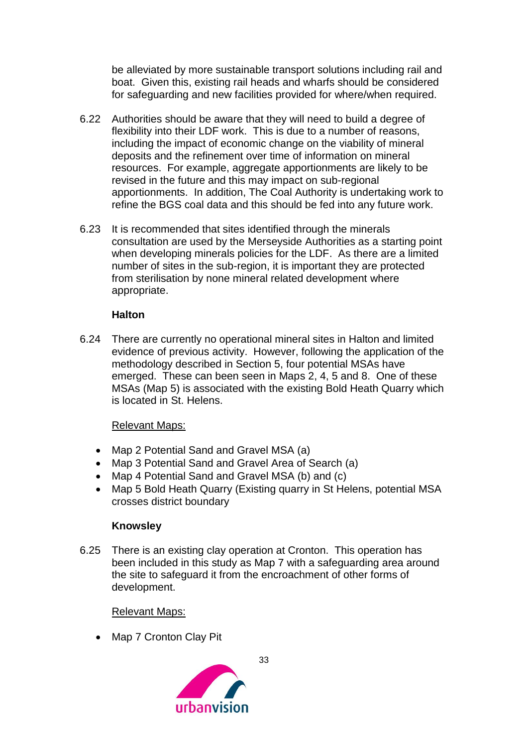be alleviated by more sustainable transport solutions including rail and boat. Given this, existing rail heads and wharfs should be considered for safeguarding and new facilities provided for where/when required.

6.22 Authorities should be aware that they will need to build a degree of flexibility into their LDF work. This is due to a number of reasons, including the impact of economic change on the viability of mineral deposits and the refinement over time of information on mineral resources. For example, aggregate apportionments are likely to be revised in the future and this may impact on sub-regional apportionments. In addition, The Coal Authority is undertaking work to refine the BGS coal data and this should be fed into any future work.

6.23 It is recommended that sites identified through the minerals consultation are used by the Merseyside Authorities as a starting point when developing minerals policies for the LDF. As there are a limited number of sites in the sub-region, it is important they are protected from sterilisation by none mineral related development where appropriate.

**Halton**

6.24 There are currently no operational mineral sites in Halton and limited evidence of previous activity. However, following the application of the methodology described in Section 5, four potential MSAs have emerged. These can been seen in Maps 2, 4, 5 and 8. One of these MSAs (Map 5) is associated with the existing Bold Heath Quarry which is located in St. Helens.

Relevant Maps:

- Map 2 Potential Sand and Gravel MSA (a)
- Map 3 Potential Sand and Gravel Area of Search (a)
- Map 4 Potential Sand and Gravel MSA (b) and (c)
- Map 5 Bold Heath Quarry (Existing quarry in St Helens, potential MSA crosses district boundary

**Knowsley**

6.25 There is an existing clay operation at Cronton. This operation has been included in this study as Map 7 with a safeguarding area around the site to safeguard it from the encroachment of other forms of development.

Relevant Maps:

- Map 7 Cronton Clay Pit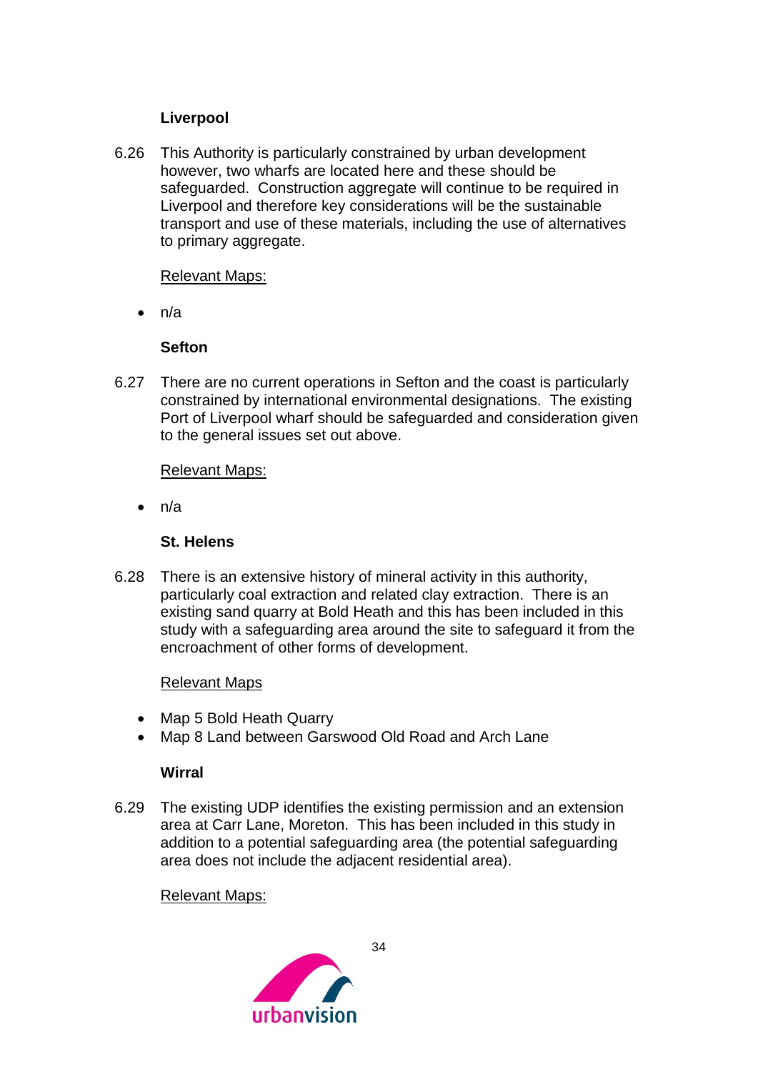**Liverpool**

6.26 This Authority is particularly constrained by urban development however, two wharfs are located here and these should be safeguarded. Construction aggregate will continue to be required in Liverpool and therefore key considerations will be the sustainable transport and use of these materials, including the use of alternatives to primary aggregate.

Relevant Maps:

- n/a

**Sefton**

6.27 There are no current operations in Sefton and the coast is particularly constrained by international environmental designations. The existing Port of Liverpool wharf should be safeguarded and consideration given to the general issues set out above.

Relevant Maps:

- n/a

**St. Helens**

6.28 There is an extensive history of mineral activity in this authority, particularly coal extraction and related clay extraction. There is an existing sand quarry at Bold Heath and this has been included in this study with a safeguarding area around the site to safeguard it from the encroachment of other forms of development.

Relevant Maps

- Map 5 Bold Heath Quarry
- Map 8 Land between Garswood Old Road and Arch Lane

**Wirral**

6.29 The existing UDP identifies the existing permission and an extension area at Carr Lane, Moreton. This has been included in this study in addition to a potential safeguarding area (the potential safeguarding area does not include the adjacent residential area).

Relevant Maps: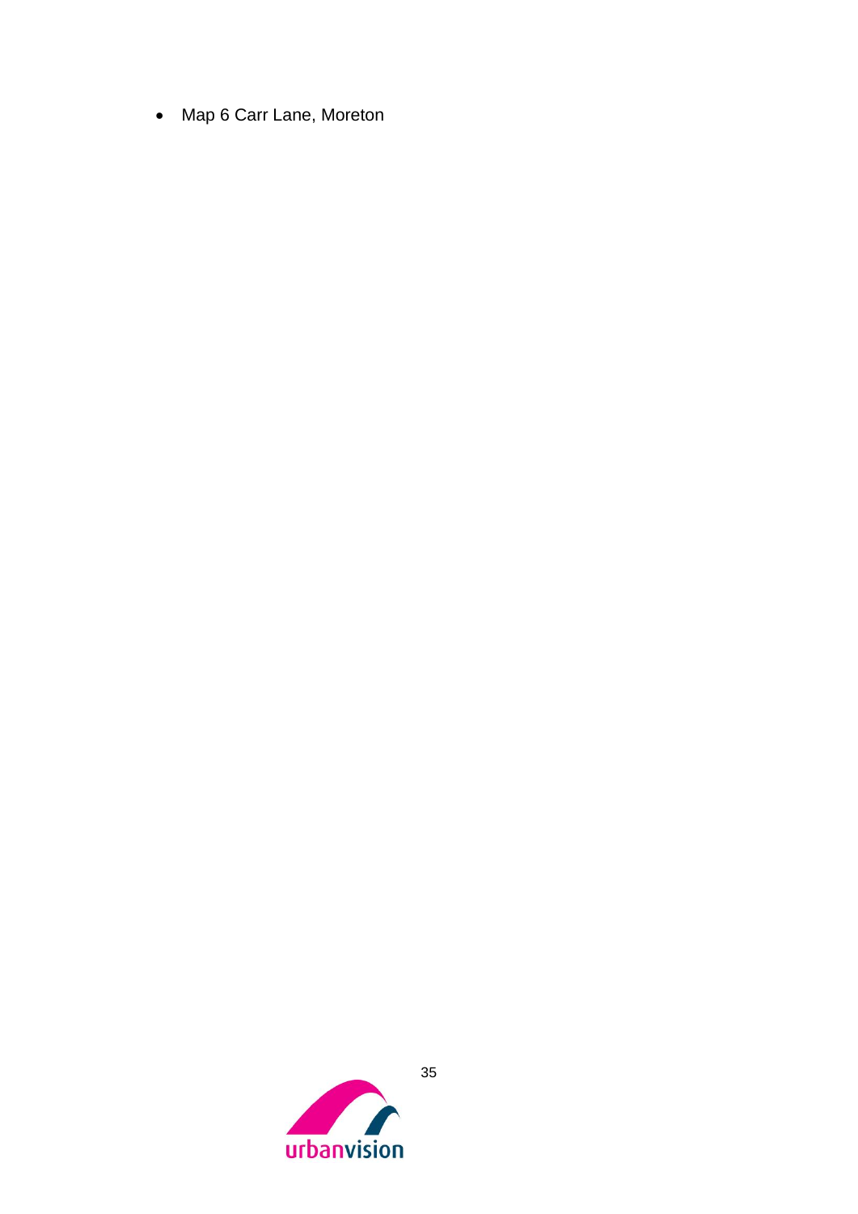- Map 6 Carr Lane, Moreton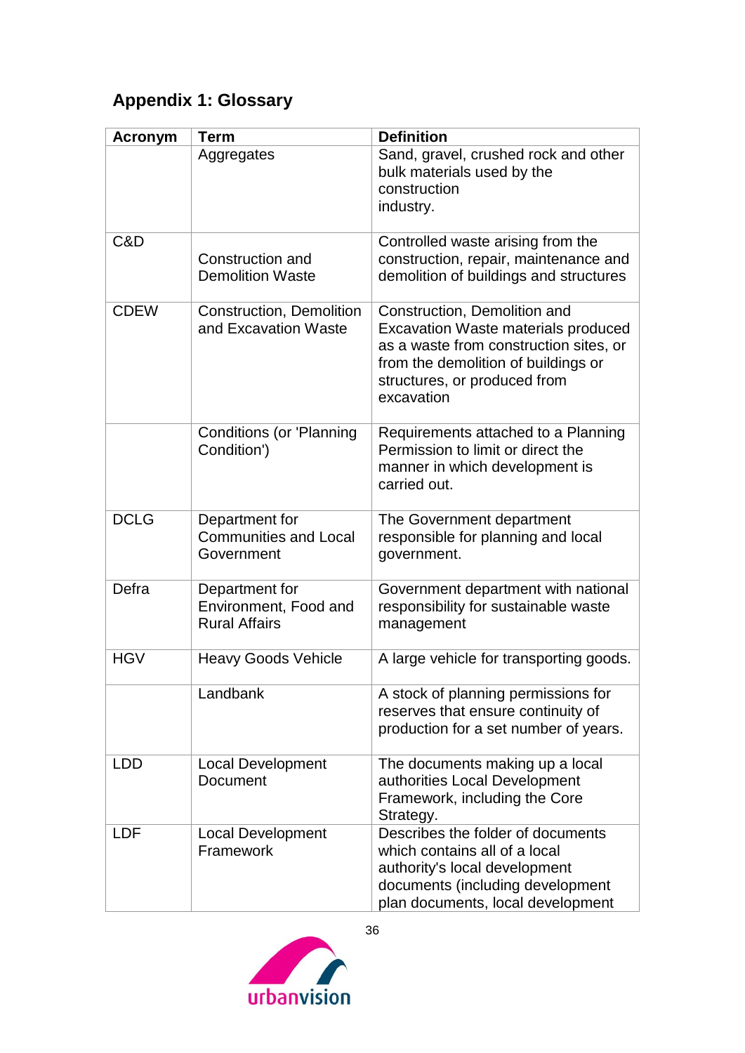## Appendix 1: Glossary

| Acronym | Term | Definition |
|---|---|---|
| | Aggregates | Sand, gravel, crushed rock and other bulk materials used by the construction industry. |
| C&D | Construction and Demolition Waste | Controlled waste arising from the construction, repair, maintenance and demolition of buildings and structures |
| CDEW | Construction, Demolition and Excavation Waste | Construction, Demolition and Excavation Waste materials produced as a waste from construction sites, or from the demolition of buildings or structures, or produced from excavation |
| | Conditions (or 'Planning Condition') | Requirements attached to a Planning Permission to limit or direct the manner in which development is carried out. |
| DCLG | Department for Communities and Local Government | The Government department responsible for planning and local government. |
| Defra | Department for Environment, Food and Rural Affairs | Government department with national responsibility for sustainable waste management |
| HGV | Heavy Goods Vehicle | A large vehicle for transporting goods. |
| | Landbank | A stock of planning permissions for reserves that ensure continuity of production for a set number of years. |
| LDD | Local Development Document | The documents making up a local authorities Local Development Framework, including the Core Strategy. |
| LDF | Local Development Framework | Describes the folder of documents which contains all of a local authority's local development documents (including development plan documents, local development |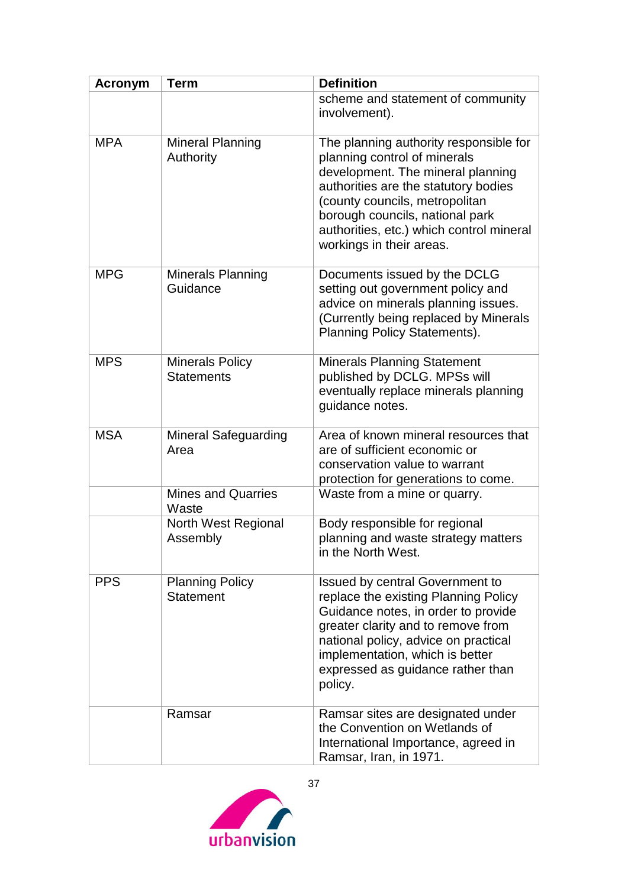| Acronym | Term | Definition |
|---|---|---|
| | | scheme and statement of community involvement). |
| MPA | Mineral Planning Authority | The planning authority responsible for planning control of minerals development. The mineral planning authorities are the statutory bodies (county councils, metropolitan borough councils, national park authorities, etc.) which control mineral workings in their areas. |
| MPG | Minerals Planning Guidance | Documents issued by the DCLG setting out government policy and advice on minerals planning issues. (Currently being replaced by Minerals Planning Policy Statements). |
| MPS | Minerals Policy Statements | Minerals Planning Statement published by DCLG. MPSs will eventually replace minerals planning guidance notes. |
| MSA | Mineral Safeguarding Area | Area of known mineral resources that are of sufficient economic or conservation value to warrant protection for generations to come. |
| | Mines and Quarries Waste | Waste from a mine or quarry. |
| | North West Regional Assembly | Body responsible for regional planning and waste strategy matters in the North West. |
| PPS | Planning Policy Statement | Issued by central Government to replace the existing Planning Policy Guidance notes, in order to provide greater clarity and to remove from national policy, advice on practical implementation, which is better expressed as guidance rather than policy. |
| | Ramsar | Ramsar sites are designated under the Convention on Wetlands of International Importance, agreed in Ramsar, Iran, in 1971. |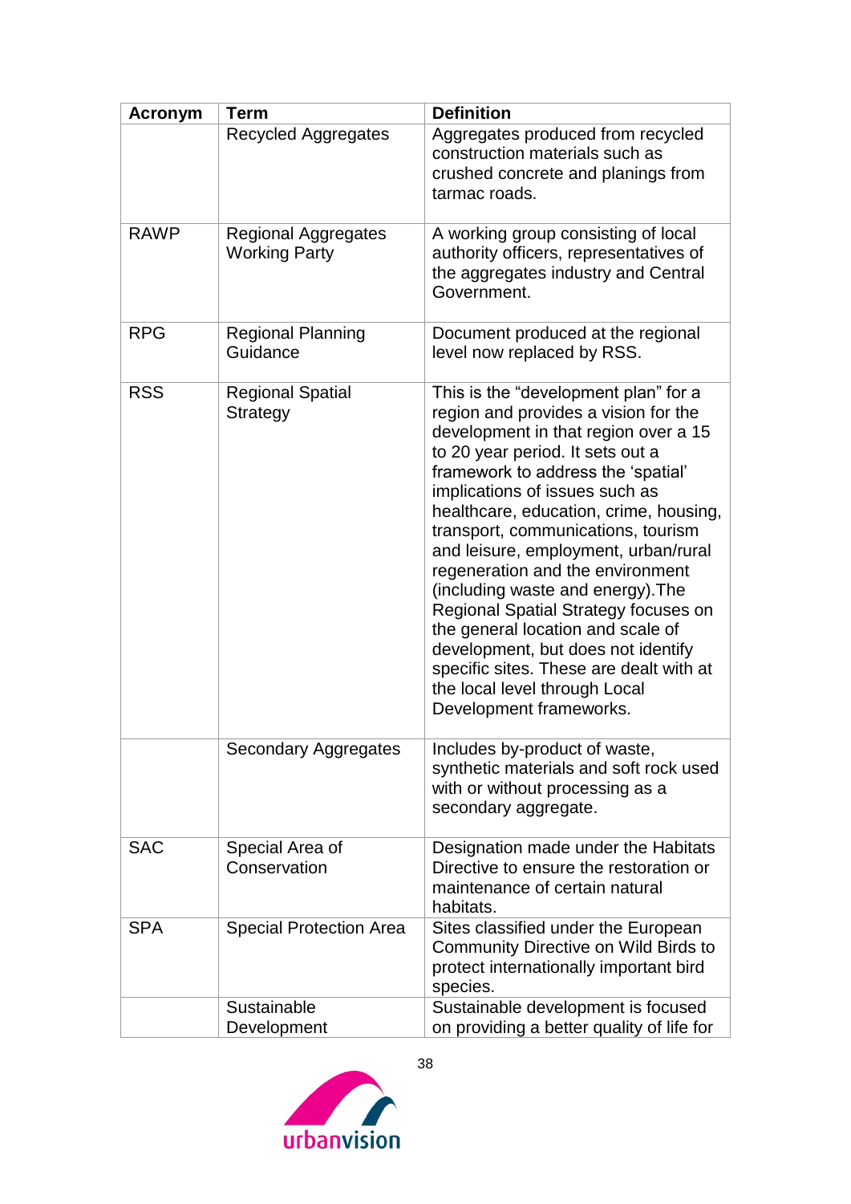| Acronym | Term | Definition |
|---|---|---|
| | Recycled Aggregates | Aggregates produced from recycled construction materials such as crushed concrete and planings from tarmac roads. |
| RAWP | Regional Aggregates Working Party | A working group consisting of local authority officers, representatives of the aggregates industry and Central Government. |
| RPG | Regional Planning Guidance | Document produced at the regional level now replaced by RSS. |
| RSS | Regional Spatial Strategy | This is the "development plan" for a region and provides a vision for the development in that region over a 15 to 20 year period. It sets out a framework to address the 'spatial' implications of issues such as healthcare, education, crime, housing, transport, communications, tourism and leisure, employment, urban/rural regeneration and the environment (including waste and energy).The Regional Spatial Strategy focuses on the general location and scale of development, but does not identify specific sites. These are dealt with at the local level through Local Development frameworks. |
| | Secondary Aggregates | Includes by-product of waste, synthetic materials and soft rock used with or without processing as a secondary aggregate. |
| SAC | Special Area of Conservation | Designation made under the Habitats Directive to ensure the restoration or maintenance of certain natural habitats. |
| SPA | Special Protection Area | Sites classified under the European Community Directive on Wild Birds to protect internationally important bird species. |
| | Sustainable Development | Sustainable development is focused on providing a better quality of life for |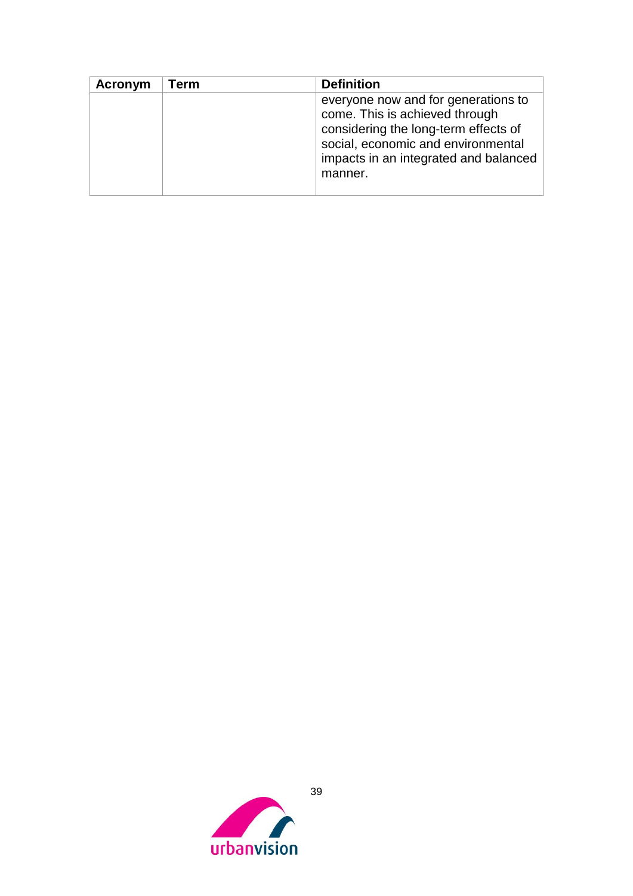| Acronym | Term | Definition |
| --- | --- | --- |
| | | everyone now and for generations to come. This is achieved through considering the long-term effects of social, economic and environmental impacts in an integrated and balanced manner. |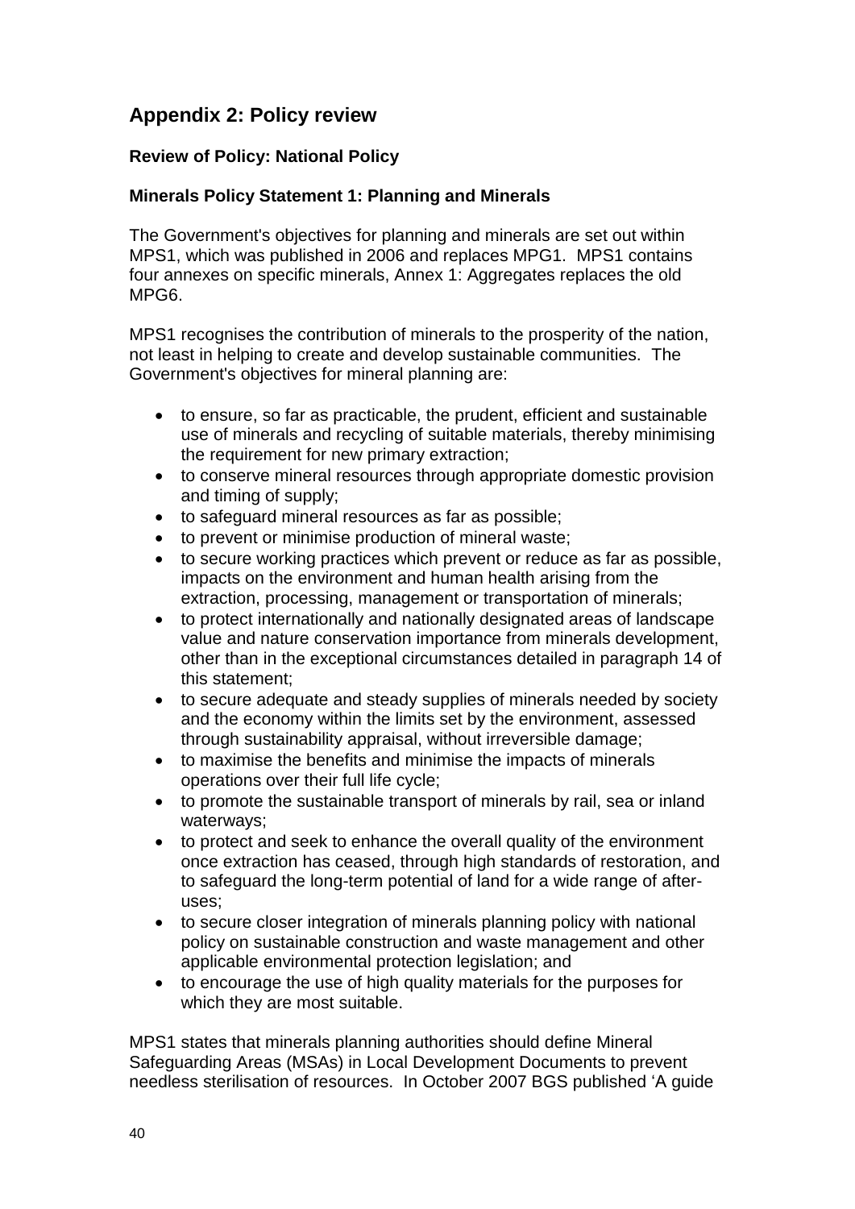## Appendix 2: Policy review

### Review of Policy: National Policy

### Minerals Policy Statement 1: Planning and Minerals

The Government's objectives for planning and minerals are set out within MPS1, which was published in 2006 and replaces MPG1. MPS1 contains four annexes on specific minerals, Annex 1: Aggregates replaces the old MPG6.

MPS1 recognises the contribution of minerals to the prosperity of the nation, not least in helping to create and develop sustainable communities. The Government's objectives for mineral planning are:

- to ensure, so far as practicable, the prudent, efficient and sustainable use of minerals and recycling of suitable materials, thereby minimising the requirement for new primary extraction;
- to conserve mineral resources through appropriate domestic provision and timing of supply;
- to safeguard mineral resources as far as possible;
- to prevent or minimise production of mineral waste;
- to secure working practices which prevent or reduce as far as possible, impacts on the environment and human health arising from the extraction, processing, management or transportation of minerals;
- to protect internationally and nationally designated areas of landscape value and nature conservation importance from minerals development, other than in the exceptional circumstances detailed in paragraph 14 of this statement;
- to secure adequate and steady supplies of minerals needed by society and the economy within the limits set by the environment, assessed through sustainability appraisal, without irreversible damage;
- to maximise the benefits and minimise the impacts of minerals operations over their full life cycle;
- to promote the sustainable transport of minerals by rail, sea or inland waterways;
- to protect and seek to enhance the overall quality of the environment once extraction has ceased, through high standards of restoration, and to safeguard the long-term potential of land for a wide range of after-uses;
- to secure closer integration of minerals planning policy with national policy on sustainable construction and waste management and other applicable environmental protection legislation; and
- to encourage the use of high quality materials for the purposes for which they are most suitable.

MPS1 states that minerals planning authorities should define Mineral Safeguarding Areas (MSAs) in Local Development Documents to prevent needless sterilisation of resources. In October 2007 BGS published 'A guide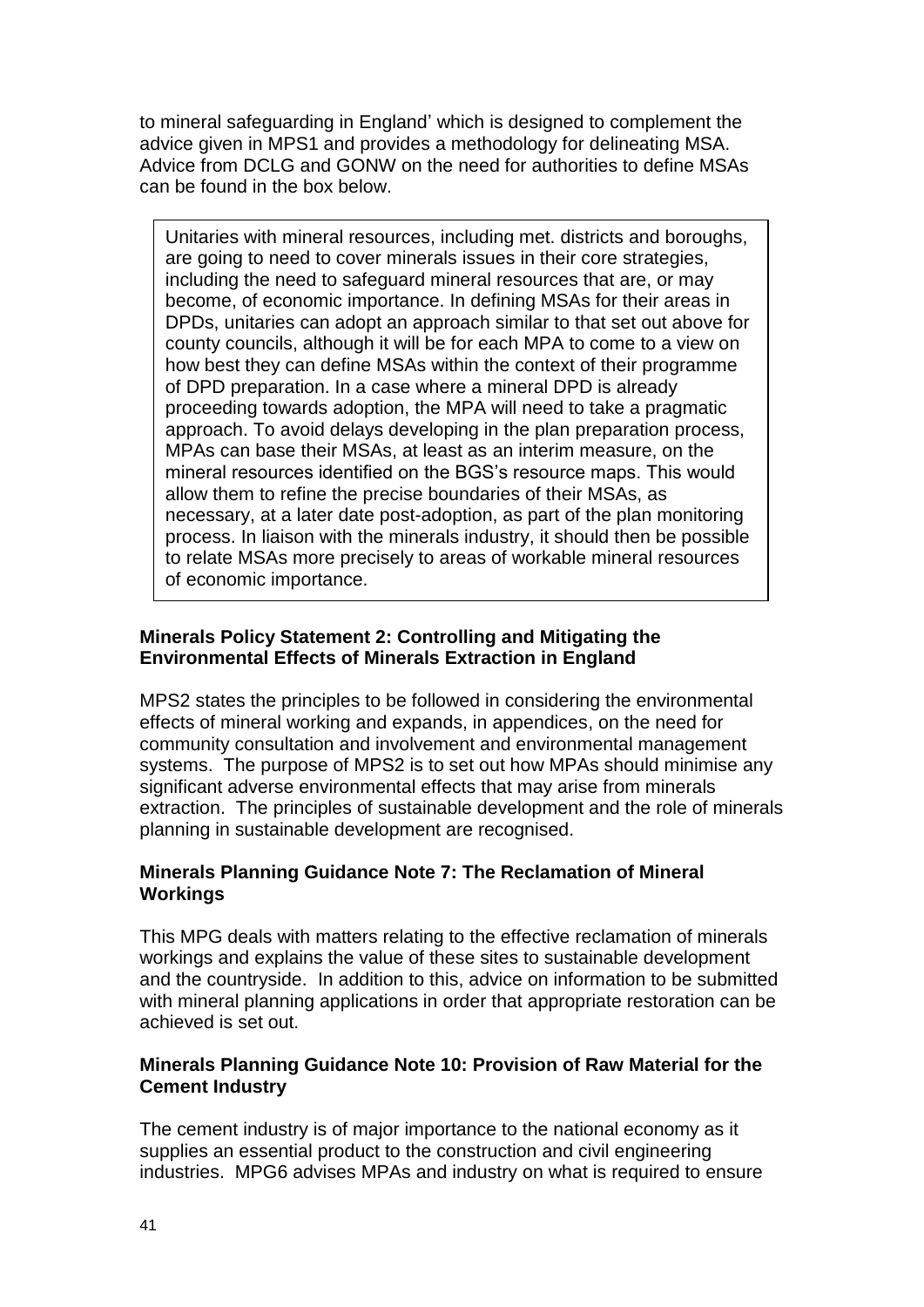to mineral safeguarding in England' which is designed to complement the advice given in MPS1 and provides a methodology for delineating MSA. Advice from DCLG and GONW on the need for authorities to define MSAs can be found in the box below.

> Unitaries with mineral resources, including met. districts and boroughs, are going to need to cover minerals issues in their core strategies, including the need to safeguard mineral resources that are, or may become, of economic importance. In defining MSAs for their areas in DPDs, unitaries can adopt an approach similar to that set out above for county councils, although it will be for each MPA to come to a view on how best they can define MSAs within the context of their programme of DPD preparation. In a case where a mineral DPD is already proceeding towards adoption, the MPA will need to take a pragmatic approach. To avoid delays developing in the plan preparation process, MPAs can base their MSAs, at least as an interim measure, on the mineral resources identified on the BGS's resource maps. This would allow them to refine the precise boundaries of their MSAs, as necessary, at a later date post-adoption, as part of the plan monitoring process. In liaison with the minerals industry, it should then be possible to relate MSAs more precisely to areas of workable mineral resources of economic importance.

**Minerals Policy Statement 2: Controlling and Mitigating the Environmental Effects of Minerals Extraction in England**

MPS2 states the principles to be followed in considering the environmental effects of mineral working and expands, in appendices, on the need for community consultation and involvement and environmental management systems. The purpose of MPS2 is to set out how MPAs should minimise any significant adverse environmental effects that may arise from minerals extraction. The principles of sustainable development and the role of minerals planning in sustainable development are recognised.

**Minerals Planning Guidance Note 7: The Reclamation of Mineral Workings**

This MPG deals with matters relating to the effective reclamation of minerals workings and explains the value of these sites to sustainable development and the countryside. In addition to this, advice on information to be submitted with mineral planning applications in order that appropriate restoration can be achieved is set out.

**Minerals Planning Guidance Note 10: Provision of Raw Material for the Cement Industry**

The cement industry is of major importance to the national economy as it supplies an essential product to the construction and civil engineering industries. MPG6 advises MPAs and industry on what is required to ensure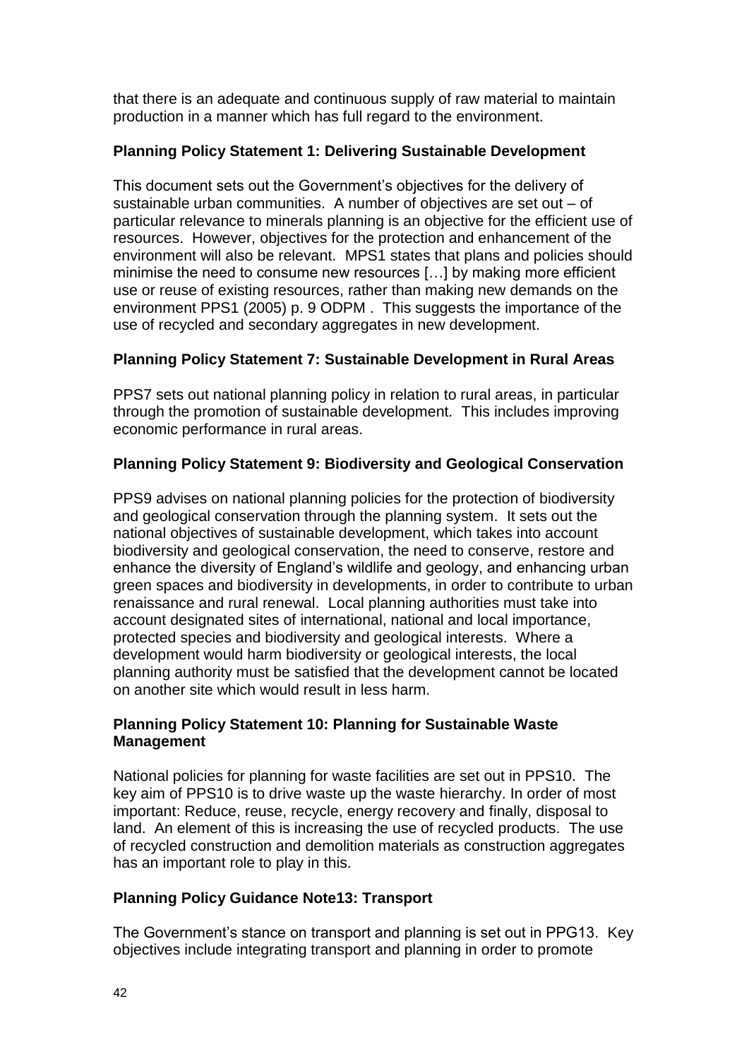that there is an adequate and continuous supply of raw material to maintain production in a manner which has full regard to the environment.

**Planning Policy Statement 1: Delivering Sustainable Development**

This document sets out the Government's objectives for the delivery of sustainable urban communities. A number of objectives are set out – of particular relevance to minerals planning is an objective for the efficient use of resources. However, objectives for the protection and enhancement of the environment will also be relevant. MPS1 states that plans and policies should minimise the need to consume new resources […] by making more efficient use or reuse of existing resources, rather than making new demands on the environment PPS1 (2005) p. 9 ODPM . This suggests the importance of the use of recycled and secondary aggregates in new development.

**Planning Policy Statement 7: Sustainable Development in Rural Areas**

PPS7 sets out national planning policy in relation to rural areas, in particular through the promotion of sustainable development. This includes improving economic performance in rural areas.

**Planning Policy Statement 9: Biodiversity and Geological Conservation**

PPS9 advises on national planning policies for the protection of biodiversity and geological conservation through the planning system. It sets out the national objectives of sustainable development, which takes into account biodiversity and geological conservation, the need to conserve, restore and enhance the diversity of England's wildlife and geology, and enhancing urban green spaces and biodiversity in developments, in order to contribute to urban renaissance and rural renewal. Local planning authorities must take into account designated sites of international, national and local importance, protected species and biodiversity and geological interests. Where a development would harm biodiversity or geological interests, the local planning authority must be satisfied that the development cannot be located on another site which would result in less harm.

**Planning Policy Statement 10: Planning for Sustainable Waste Management**

National policies for planning for waste facilities are set out in PPS10. The key aim of PPS10 is to drive waste up the waste hierarchy. In order of most important: Reduce, reuse, recycle, energy recovery and finally, disposal to land. An element of this is increasing the use of recycled products. The use of recycled construction and demolition materials as construction aggregates has an important role to play in this.

**Planning Policy Guidance Note13: Transport**

The Government's stance on transport and planning is set out in PPG13. Key objectives include integrating transport and planning in order to promote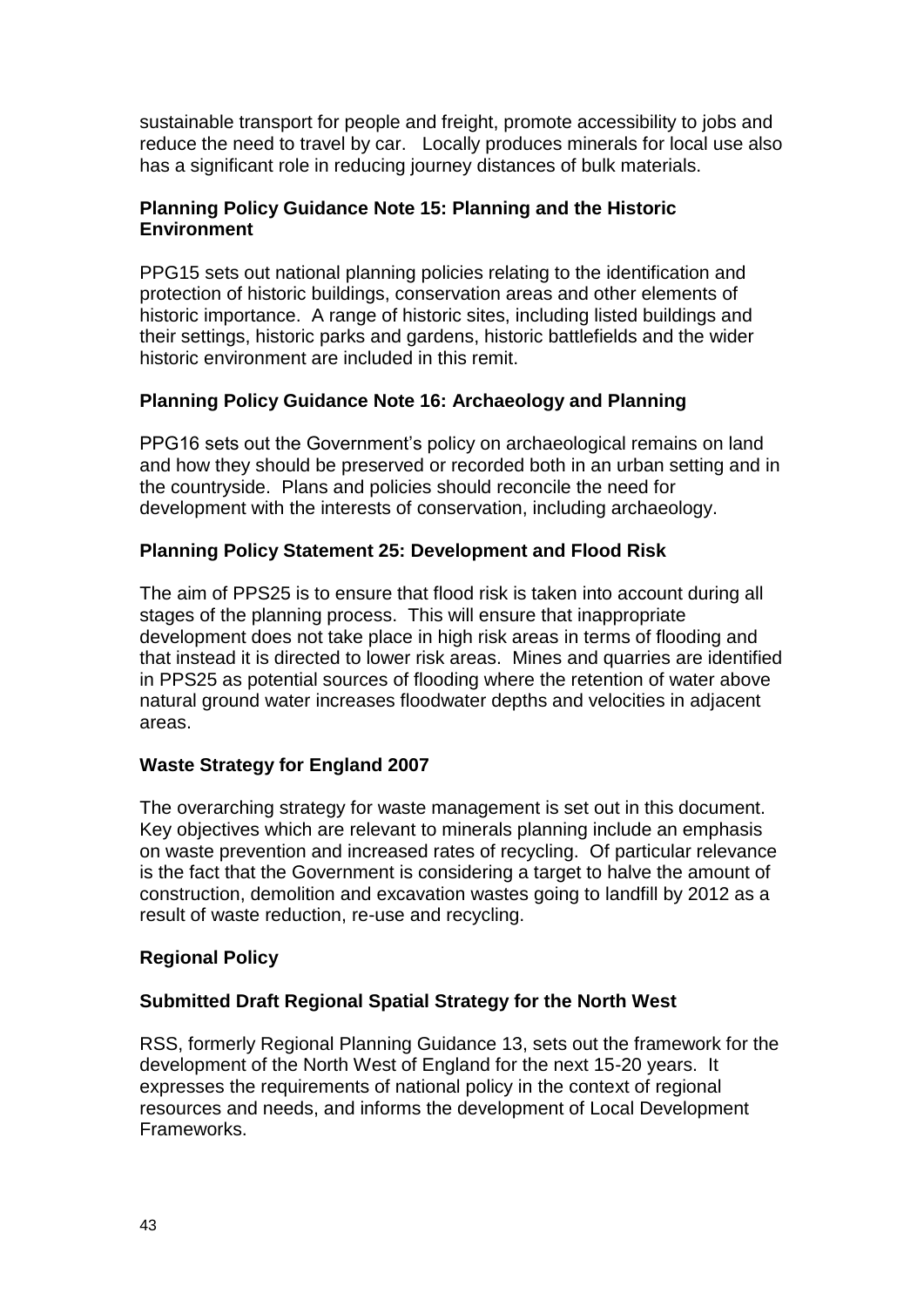sustainable transport for people and freight, promote accessibility to jobs and reduce the need to travel by car. Locally produces minerals for local use also has a significant role in reducing journey distances of bulk materials.

**Planning Policy Guidance Note 15: Planning and the Historic Environment**

PPG15 sets out national planning policies relating to the identification and protection of historic buildings, conservation areas and other elements of historic importance. A range of historic sites, including listed buildings and their settings, historic parks and gardens, historic battlefields and the wider historic environment are included in this remit.

**Planning Policy Guidance Note 16: Archaeology and Planning**

PPG16 sets out the Government's policy on archaeological remains on land and how they should be preserved or recorded both in an urban setting and in the countryside. Plans and policies should reconcile the need for development with the interests of conservation, including archaeology.

**Planning Policy Statement 25: Development and Flood Risk**

The aim of PPS25 is to ensure that flood risk is taken into account during all stages of the planning process. This will ensure that inappropriate development does not take place in high risk areas in terms of flooding and that instead it is directed to lower risk areas. Mines and quarries are identified in PPS25 as potential sources of flooding where the retention of water above natural ground water increases floodwater depths and velocities in adjacent areas.

**Waste Strategy for England 2007**

The overarching strategy for waste management is set out in this document. Key objectives which are relevant to minerals planning include an emphasis on waste prevention and increased rates of recycling. Of particular relevance is the fact that the Government is considering a target to halve the amount of construction, demolition and excavation wastes going to landfill by 2012 as a result of waste reduction, re-use and recycling.

**Regional Policy**

**Submitted Draft Regional Spatial Strategy for the North West**

RSS, formerly Regional Planning Guidance 13, sets out the framework for the development of the North West of England for the next 15-20 years. It expresses the requirements of national policy in the context of regional resources and needs, and informs the development of Local Development Frameworks.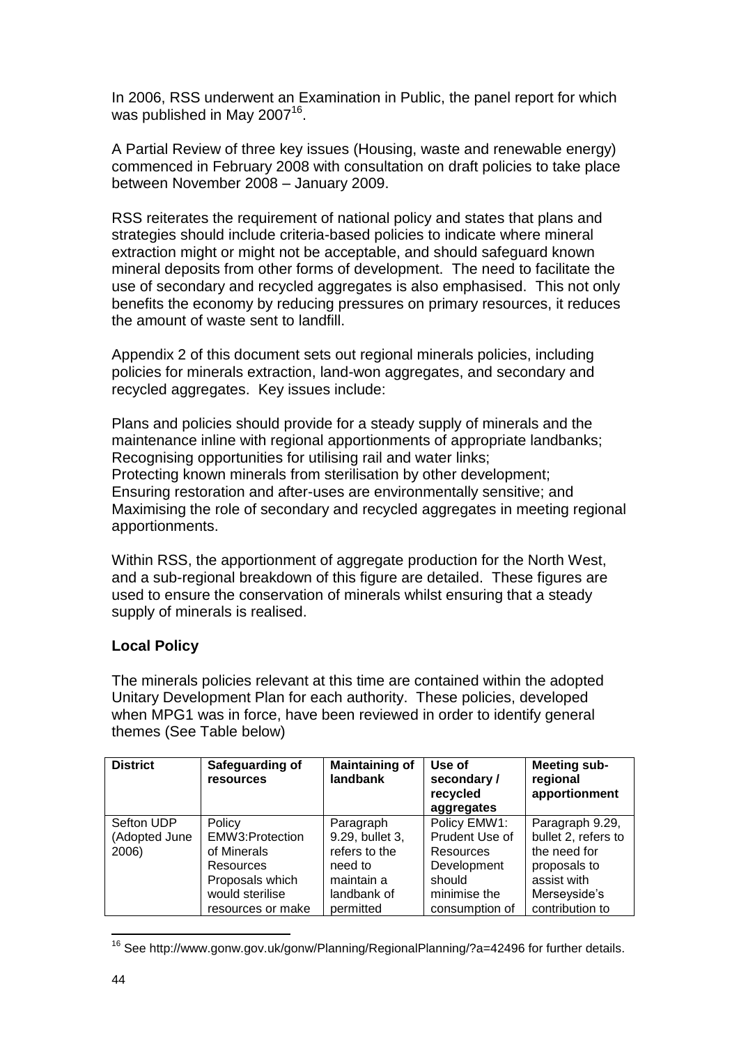In 2006, RSS underwent an Examination in Public, the panel report for which was published in May 2007[16].

A Partial Review of three key issues (Housing, waste and renewable energy) commenced in February 2008 with consultation on draft policies to take place between November 2008 – January 2009.

RSS reiterates the requirement of national policy and states that plans and strategies should include criteria-based policies to indicate where mineral extraction might or might not be acceptable, and should safeguard known mineral deposits from other forms of development. The need to facilitate the use of secondary and recycled aggregates is also emphasised. This not only benefits the economy by reducing pressures on primary resources, it reduces the amount of waste sent to landfill.

Appendix 2 of this document sets out regional minerals policies, including policies for minerals extraction, land-won aggregates, and secondary and recycled aggregates. Key issues include:

Plans and policies should provide for a steady supply of minerals and the maintenance inline with regional apportionments of appropriate landbanks;
Recognising opportunities for utilising rail and water links;
Protecting known minerals from sterilisation by other development;
Ensuring restoration and after-uses are environmentally sensitive; and
Maximising the role of secondary and recycled aggregates in meeting regional apportionments.

Within RSS, the apportionment of aggregate production for the North West, and a sub-regional breakdown of this figure are detailed. These figures are used to ensure the conservation of minerals whilst ensuring that a steady supply of minerals is realised.

**Local Policy**

The minerals policies relevant at this time are contained within the adopted Unitary Development Plan for each authority. These policies, developed when MPG1 was in force, have been reviewed in order to identify general themes (See Table below)

| District | Safeguarding of resources | Maintaining of landbank | Use of secondary / recycled aggregates | Meeting sub-regional apportionment |
|---|---|---|---|---|
| Sefton UDP (Adopted June 2006) | Policy EMW3:Protection of Minerals Resources Proposals which would sterilise resources or make | Paragraph 9.29, bullet 3, refers to the need to maintain a landbank of permitted | Policy EMW1: Prudent Use of Resources Development should minimise the consumption of | Paragraph 9.29, bullet 2, refers to the need for proposals to assist with Merseyside's contribution to |

[16] See http://www.gonw.gov.uk/gonw/Planning/RegionalPlanning/?a=42496 for further details.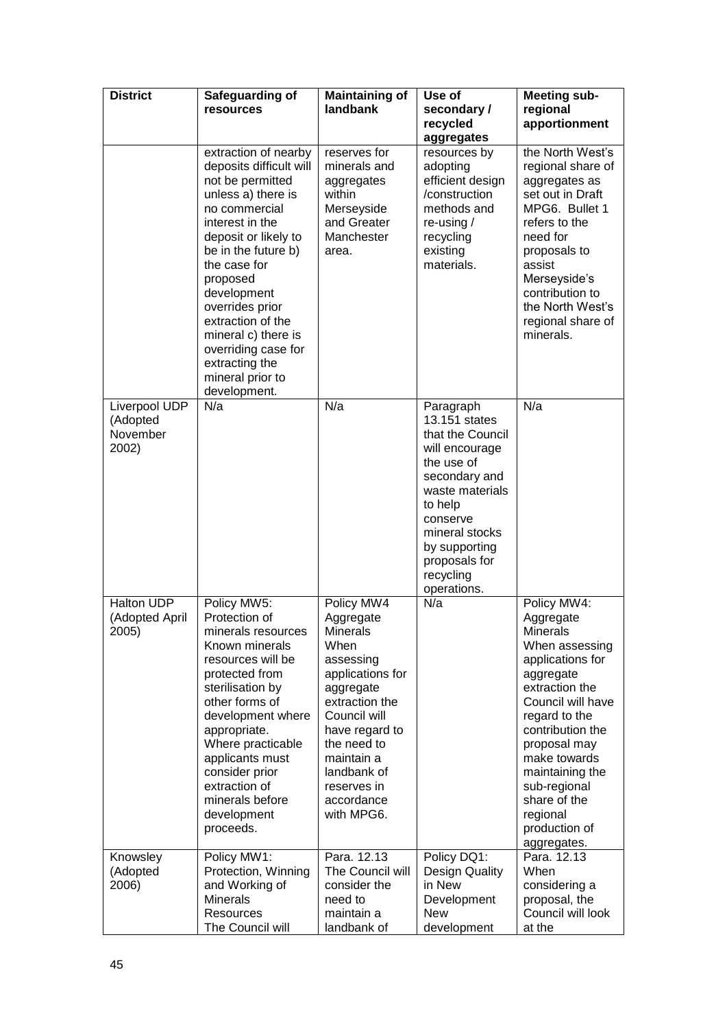| District | Safeguarding of resources | Maintaining of landbank | Use of secondary / recycled aggregates | Meeting sub-regional apportionment |
|---|---|---|---|---|
| | extraction of nearby deposits difficult will not be permitted unless a) there is no commercial interest in the deposit or likely to be in the future b) the case for proposed development overrides prior extraction of the mineral c) there is overriding case for extracting the mineral prior to development. | reserves for minerals and aggregates within Merseyside and Greater Manchester area. | resources by adopting efficient design /construction methods and re-using / recycling existing materials. | the North West's regional share of aggregates as set out in Draft MPG6. Bullet 1 refers to the need for proposals to assist Merseyside's contribution to the North West's regional share of minerals. |
| Liverpool UDP (Adopted November 2002) | N/a | N/a | Paragraph 13.151 states that the Council will encourage the use of secondary and waste materials to help conserve mineral stocks by supporting proposals for recycling operations. | N/a |
| Halton UDP (Adopted April 2005) | Policy MW5: Protection of minerals resources Known minerals resources will be protected from sterilisation by other forms of development where appropriate. Where practicable applicants must consider prior extraction of minerals before development proceeds. | Policy MW4 Aggregate Minerals When assessing applications for aggregate extraction the Council will have regard to the need to maintain a landbank of reserves in accordance with MPG6. | N/a | Policy MW4: Aggregate Minerals When assessing applications for aggregate extraction the Council will have regard to the contribution the proposal may make towards maintaining the sub-regional share of the regional production of aggregates. |
| Knowsley (Adopted 2006) | Policy MW1: Protection, Winning and Working of Minerals Resources The Council will | Para. 12.13 The Council will consider the need to maintain a landbank of | Policy DQ1: Design Quality in New Development New development | Para. 12.13 When considering a proposal, the Council will look at the |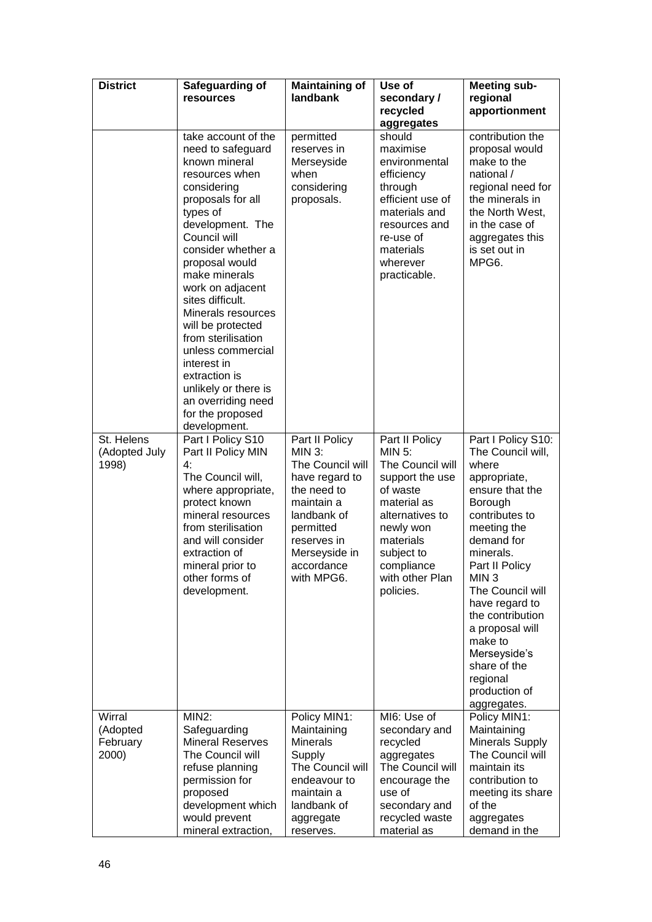| District | Safeguarding of resources | Maintaining of landbank | Use of secondary / recycled aggregates | Meeting sub-regional apportionment |
|---|---|---|---|---|
| | take account of the need to safeguard known mineral resources when considering proposals for all types of development. The Council will consider whether a proposal would make minerals work on adjacent sites difficult. Minerals resources will be protected from sterilisation unless commercial interest in extraction is unlikely or there is an overriding need for the proposed development. | permitted reserves in Merseyside when considering proposals. | should maximise environmental efficiency through efficient use of materials and resources and re-use of materials wherever practicable. | contribution the proposal would make to the national / regional need for the minerals in the North West, in the case of aggregates this is set out in MPG6. |
| St. Helens (Adopted July 1998) | Part I Policy S10 Part II Policy MIN 4: The Council will, where appropriate, protect known mineral resources from sterilisation and will consider extraction of mineral prior to other forms of development. | Part II Policy MIN 3: The Council will have regard to the need to maintain a landbank of permitted reserves in Merseyside in accordance with MPG6. | Part II Policy MIN 5: The Council will support the use of waste material as alternatives to newly won materials subject to compliance with other Plan policies. | Part I Policy S10: The Council will, where appropriate, ensure that the Borough contributes to meeting the demand for minerals. Part II Policy MIN 3 The Council will have regard to the contribution a proposal will make to Merseyside's share of the regional production of aggregates. |
| Wirral (Adopted February 2000) | MIN2: Safeguarding Mineral Reserves The Council will refuse planning permission for proposed development which would prevent mineral extraction, | Policy MIN1: Maintaining Minerals Supply The Council will endeavour to maintain a landbank of aggregate reserves. | MI6: Use of secondary and recycled aggregates The Council will encourage the use of secondary and recycled waste material as | Policy MIN1: Maintaining Minerals Supply The Council will maintain its contribution to meeting its share of the aggregates demand in the |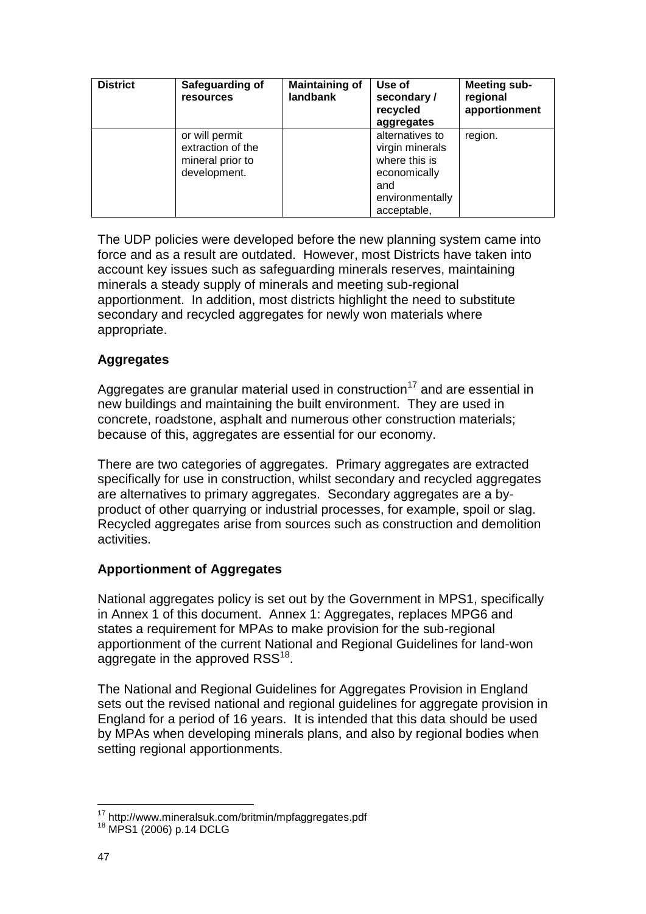| District | Safeguarding of resources | Maintaining of landbank | Use of secondary / recycled aggregates | Meeting sub-regional apportionment |
|---|---|---|---|---|
| | or will permit extraction of the mineral prior to development. | | alternatives to virgin minerals where this is economically and environmentally acceptable, | region. |

The UDP policies were developed before the new planning system came into force and as a result are outdated. However, most Districts have taken into account key issues such as safeguarding minerals reserves, maintaining minerals a steady supply of minerals and meeting sub-regional apportionment. In addition, most districts highlight the need to substitute secondary and recycled aggregates for newly won materials where appropriate.

**Aggregates**

Aggregates are granular material used in construction[17] and are essential in new buildings and maintaining the built environment. They are used in concrete, roadstone, asphalt and numerous other construction materials; because of this, aggregates are essential for our economy.

There are two categories of aggregates. Primary aggregates are extracted specifically for use in construction, whilst secondary and recycled aggregates are alternatives to primary aggregates. Secondary aggregates are a by-product of other quarrying or industrial processes, for example, spoil or slag. Recycled aggregates arise from sources such as construction and demolition activities.

**Apportionment of Aggregates**

National aggregates policy is set out by the Government in MPS1, specifically in Annex 1 of this document. Annex 1: Aggregates, replaces MPG6 and states a requirement for MPAs to make provision for the sub-regional apportionment of the current National and Regional Guidelines for land-won aggregate in the approved RSS[18].

The National and Regional Guidelines for Aggregates Provision in England sets out the revised national and regional guidelines for aggregate provision in England for a period of 16 years. It is intended that this data should be used by MPAs when developing minerals plans, and also by regional bodies when setting regional apportionments.

---

[17] http://www.mineralsuk.com/britmin/mpfaggregates.pdf

[18] MPS1 (2006) p.14 DCLG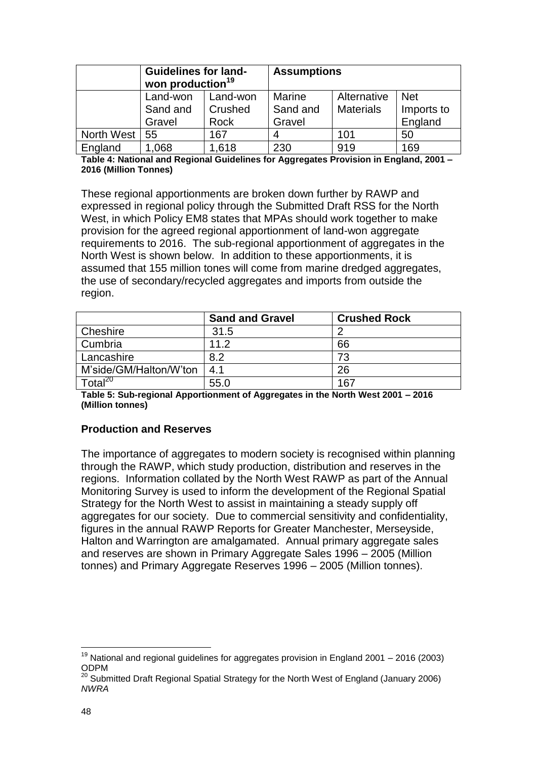| | Guidelines for land-won production[19] | | Assumptions | | |
|---|---|---|---|---|---|
| | Land-won Sand and Gravel | Land-won Crushed Rock | Marine Sand and Gravel | Alternative Materials | Net Imports to England |
| North West | 55 | 167 | 4 | 101 | 50 |
| England | 1,068 | 1,618 | 230 | 919 | 169 |

**Table 4: National and Regional Guidelines for Aggregates Provision in England, 2001 – 2016 (Million Tonnes)**

These regional apportionments are broken down further by RAWP and expressed in regional policy through the Submitted Draft RSS for the North West, in which Policy EM8 states that MPAs should work together to make provision for the agreed regional apportionment of land-won aggregate requirements to 2016. The sub-regional apportionment of aggregates in the North West is shown below. In addition to these apportionments, it is assumed that 155 million tones will come from marine dredged aggregates, the use of secondary/recycled aggregates and imports from outside the region.

| | Sand and Gravel | Crushed Rock |
|---|---|---|
| Cheshire | 31.5 | 2 |
| Cumbria | 11.2 | 66 |
| Lancashire | 8.2 | 73 |
| M'side/GM/Halton/W'ton | 4.1 | 26 |
| Total[20] | 55.0 | 167 |

**Table 5: Sub-regional Apportionment of Aggregates in the North West 2001 – 2016 (Million tonnes)**

### Production and Reserves

The importance of aggregates to modern society is recognised within planning through the RAWP, which study production, distribution and reserves in the regions. Information collated by the North West RAWP as part of the Annual Monitoring Survey is used to inform the development of the Regional Spatial Strategy for the North West to assist in maintaining a steady supply off aggregates for our society. Due to commercial sensitivity and confidentiality, figures in the annual RAWP Reports for Greater Manchester, Merseyside, Halton and Warrington are amalgamated. Annual primary aggregate sales and reserves are shown in Primary Aggregate Sales 1996 – 2005 (Million tonnes) and Primary Aggregate Reserves 1996 – 2005 (Million tonnes).

[19] National and regional guidelines for aggregates provision in England 2001 – 2016 (2003) ODPM

[20] Submitted Draft Regional Spatial Strategy for the North West of England (January 2006) *NWRA*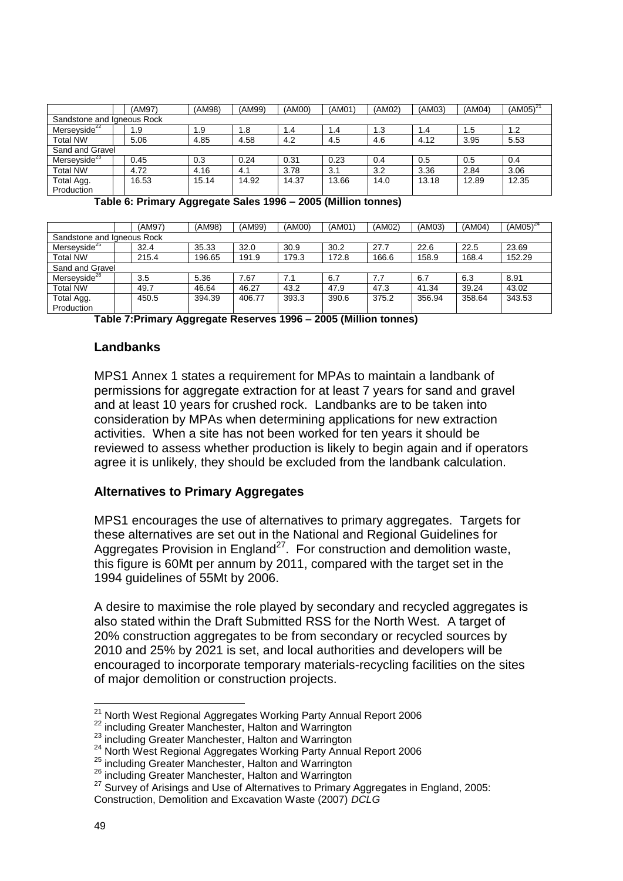| | | (AM97) | (AM98) | (AM99) | (AM00) | (AM01) | (AM02) | (AM03) | (AM04) | (AM05)[21] |
|---|---|---|---|---|---|---|---|---|---|---|
| Sandstone and Igneous Rock | | | | | | | | | | |
| Merseyside[22] | | 1.9 | 1.9 | 1.8 | 1.4 | 1.4 | 1.3 | 1.4 | 1.5 | 1.2 |
| Total NW | | 5.06 | 4.85 | 4.58 | 4.2 | 4.5 | 4.6 | 4.12 | 3.95 | 5.53 |
| Sand and Gravel | | | | | | | | | | |
| Merseyside[23] | | 0.45 | 0.3 | 0.24 | 0.31 | 0.23 | 0.4 | 0.5 | 0.5 | 0.4 |
| Total NW | | 4.72 | 4.16 | 4.1 | 3.78 | 3.1 | 3.2 | 3.36 | 2.84 | 3.06 |
| Total Agg. Production | | 16.53 | 15.14 | 14.92 | 14.37 | 13.66 | 14.0 | 13.18 | 12.89 | 12.35 |

**Table 6: Primary Aggregate Sales 1996 – 2005 (Million tonnes)**

| | | (AM97) | (AM98) | (AM99) | (AM00) | (AM01) | (AM02) | (AM03) | (AM04) | (AM05)[24] |
|---|---|---|---|---|---|---|---|---|---|---|
| Sandstone and Igneous Rock | | | | | | | | | | |
| Merseyside[25] | | 32.4 | 35.33 | 32.0 | 30.9 | 30.2 | 27.7 | 22.6 | 22.5 | 23.69 |
| Total NW | | 215.4 | 196.65 | 191.9 | 179.3 | 172.8 | 166.6 | 158.9 | 168.4 | 152.29 |
| Sand and Gravel | | | | | | | | | | |
| Merseyside[26] | | 3.5 | 5.36 | 7.67 | 7.1 | 6.7 | 7.7 | 6.7 | 6.3 | 8.91 |
| Total NW | | 49.7 | 46.64 | 46.27 | 43.2 | 47.9 | 47.3 | 41.34 | 39.24 | 43.02 |
| Total Agg. Production | | 450.5 | 394.39 | 406.77 | 393.3 | 390.6 | 375.2 | 356.94 | 358.64 | 343.53 |

**Table 7:Primary Aggregate Reserves 1996 – 2005 (Million tonnes)**

### Landbanks

MPS1 Annex 1 states a requirement for MPAs to maintain a landbank of permissions for aggregate extraction for at least 7 years for sand and gravel and at least 10 years for crushed rock. Landbanks are to be taken into consideration by MPAs when determining applications for new extraction activities. When a site has not been worked for ten years it should be reviewed to assess whether production is likely to begin again and if operators agree it is unlikely, they should be excluded from the landbank calculation.

### Alternatives to Primary Aggregates

MPS1 encourages the use of alternatives to primary aggregates. Targets for these alternatives are set out in the National and Regional Guidelines for Aggregates Provision in England[27]. For construction and demolition waste, this figure is 60Mt per annum by 2011, compared with the target set in the 1994 guidelines of 55Mt by 2006.

A desire to maximise the role played by secondary and recycled aggregates is also stated within the Draft Submitted RSS for the North West. A target of 20% construction aggregates to be from secondary or recycled sources by 2010 and 25% by 2021 is set, and local authorities and developers will be encouraged to incorporate temporary materials-recycling facilities on the sites of major demolition or construction projects.

---

[21] North West Regional Aggregates Working Party Annual Report 2006

[22] including Greater Manchester, Halton and Warrington

[23] including Greater Manchester, Halton and Warrington

[24] North West Regional Aggregates Working Party Annual Report 2006

[25] including Greater Manchester, Halton and Warrington

[26] including Greater Manchester, Halton and Warrington

[27] Survey of Arisings and Use of Alternatives to Primary Aggregates in England, 2005: Construction, Demolition and Excavation Waste (2007) *DCLG*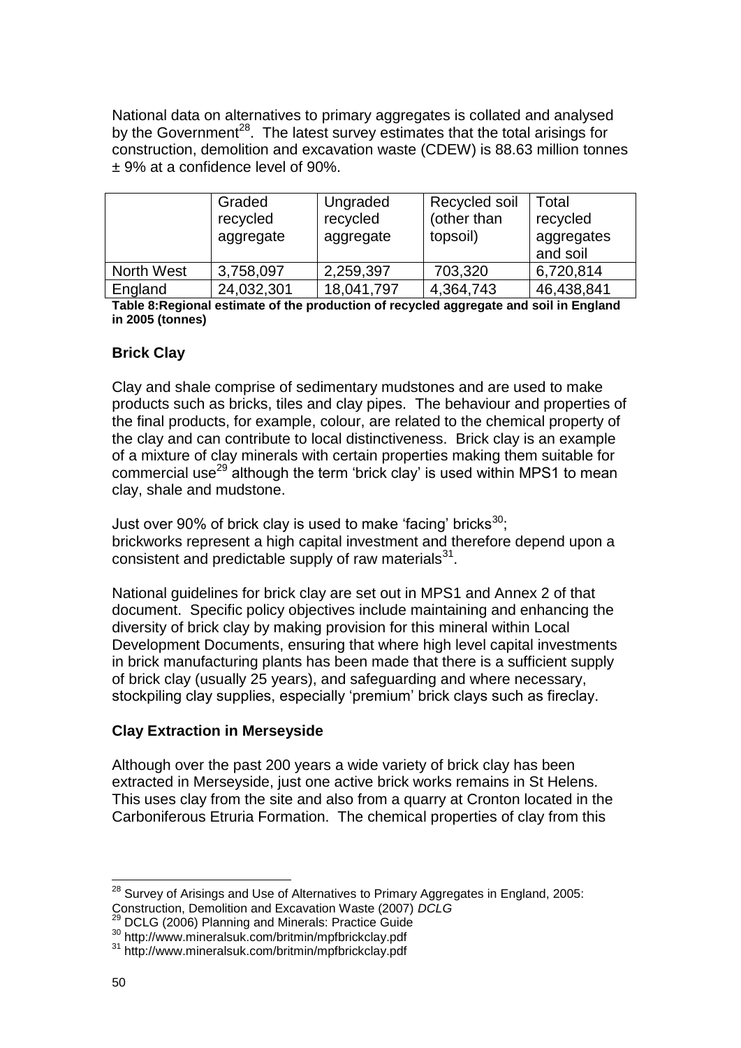National data on alternatives to primary aggregates is collated and analysed by the Government[28]. The latest survey estimates that the total arisings for construction, demolition and excavation waste (CDEW) is 88.63 million tonnes ± 9% at a confidence level of 90%.

| | Graded recycled aggregate | Ungraded recycled aggregate | Recycled soil (other than topsoil) | Total recycled aggregates and soil |
|---|---|---|---|---|
| North West | 3,758,097 | 2,259,397 | 703,320 | 6,720,814 |
| England | 24,032,301 | 18,041,797 | 4,364,743 | 46,438,841 |

**Table 8:Regional estimate of the production of recycled aggregate and soil in England in 2005 (tonnes)**

### Brick Clay

Clay and shale comprise of sedimentary mudstones and are used to make products such as bricks, tiles and clay pipes. The behaviour and properties of the final products, for example, colour, are related to the chemical property of the clay and can contribute to local distinctiveness. Brick clay is an example of a mixture of clay minerals with certain properties making them suitable for commercial use[29] although the term 'brick clay' is used within MPS1 to mean clay, shale and mudstone.

Just over 90% of brick clay is used to make 'facing' bricks[30]; brickworks represent a high capital investment and therefore depend upon a consistent and predictable supply of raw materials[31].

National guidelines for brick clay are set out in MPS1 and Annex 2 of that document. Specific policy objectives include maintaining and enhancing the diversity of brick clay by making provision for this mineral within Local Development Documents, ensuring that where high level capital investments in brick manufacturing plants has been made that there is a sufficient supply of brick clay (usually 25 years), and safeguarding and where necessary, stockpiling clay supplies, especially 'premium' brick clays such as fireclay.

### Clay Extraction in Merseyside

Although over the past 200 years a wide variety of brick clay has been extracted in Merseyside, just one active brick works remains in St Helens. This uses clay from the site and also from a quarry at Cronton located in the Carboniferous Etruria Formation. The chemical properties of clay from this

---

[28] Survey of Arisings and Use of Alternatives to Primary Aggregates in England, 2005: Construction, Demolition and Excavation Waste (2007) *DCLG*

[29] DCLG (2006) Planning and Minerals: Practice Guide

[30] http://www.mineralsuk.com/britmin/mpfbrickclay.pdf

[31] http://www.mineralsuk.com/britmin/mpfbrickclay.pdf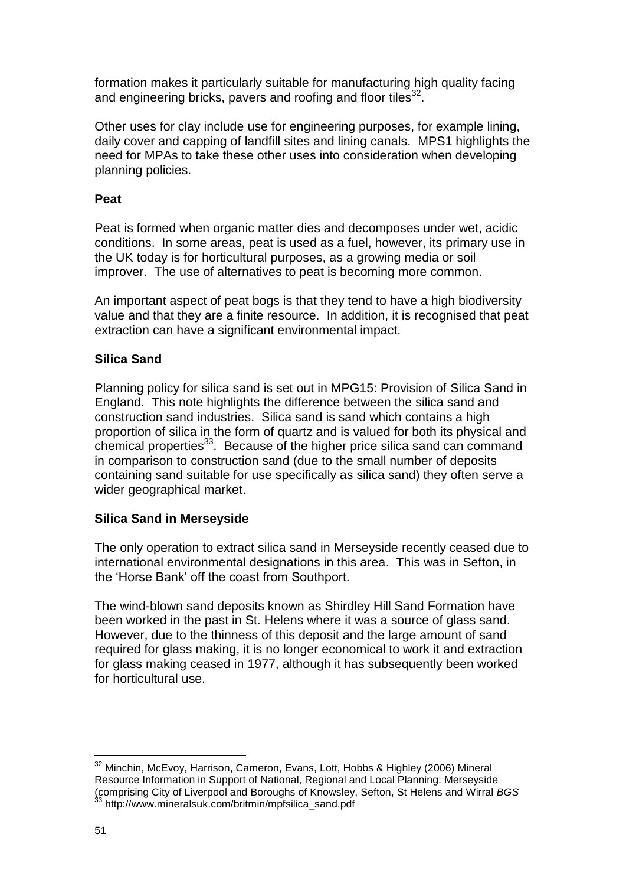formation makes it particularly suitable for manufacturing high quality facing and engineering bricks, pavers and roofing and floor tiles[32].

Other uses for clay include use for engineering purposes, for example lining, daily cover and capping of landfill sites and lining canals. MPS1 highlights the need for MPAs to take these other uses into consideration when developing planning policies.

**Peat**

Peat is formed when organic matter dies and decomposes under wet, acidic conditions. In some areas, peat is used as a fuel, however, its primary use in the UK today is for horticultural purposes, as a growing media or soil improver. The use of alternatives to peat is becoming more common.

An important aspect of peat bogs is that they tend to have a high biodiversity value and that they are a finite resource. In addition, it is recognised that peat extraction can have a significant environmental impact.

**Silica Sand**

Planning policy for silica sand is set out in MPG15: Provision of Silica Sand in England. This note highlights the difference between the silica sand and construction sand industries. Silica sand is sand which contains a high proportion of silica in the form of quartz and is valued for both its physical and chemical properties[33]. Because of the higher price silica sand can command in comparison to construction sand (due to the small number of deposits containing sand suitable for use specifically as silica sand) they often serve a wider geographical market.

**Silica Sand in Merseyside**

The only operation to extract silica sand in Merseyside recently ceased due to international environmental designations in this area. This was in Sefton, in the 'Horse Bank' off the coast from Southport.

The wind-blown sand deposits known as Shirdley Hill Sand Formation have been worked in the past in St. Helens where it was a source of glass sand. However, due to the thinness of this deposit and the large amount of sand required for glass making, it is no longer economical to work it and extraction for glass making ceased in 1977, although it has subsequently been worked for horticultural use.

---

[32] Minchin, McEvoy, Harrison, Cameron, Evans, Lott, Hobbs & Highley (2006) Mineral Resource Information in Support of National, Regional and Local Planning: Merseyside (comprising City of Liverpool and Boroughs of Knowsley, Sefton, St Helens and Wirral *BGS*

[33] http://www.mineralsuk.com/britmin/mpfsilica_sand.pdf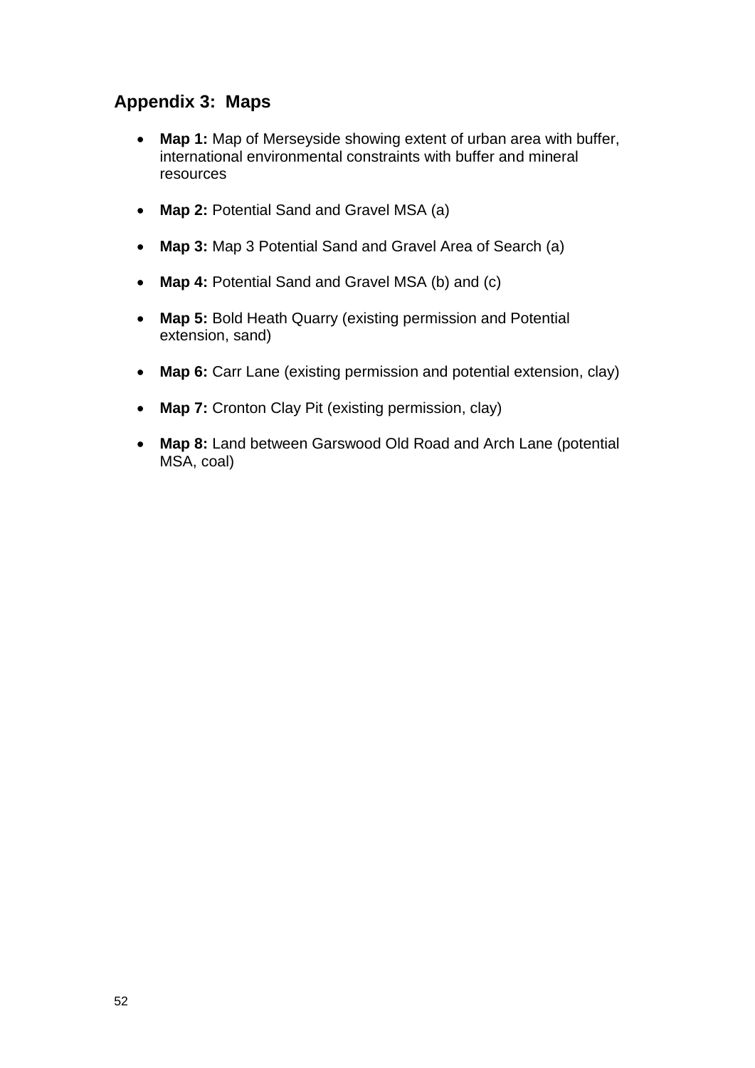## Appendix 3: Maps

- **Map 1:** Map of Merseyside showing extent of urban area with buffer, international environmental constraints with buffer and mineral resources
- **Map 2:** Potential Sand and Gravel MSA (a)
- **Map 3:** Map 3 Potential Sand and Gravel Area of Search (a)
- **Map 4:** Potential Sand and Gravel MSA (b) and (c)
- **Map 5:** Bold Heath Quarry (existing permission and Potential extension, sand)
- **Map 6:** Carr Lane (existing permission and potential extension, clay)
- **Map 7:** Cronton Clay Pit (existing permission, clay)
- **Map 8:** Land between Garswood Old Road and Arch Lane (potential MSA, coal)